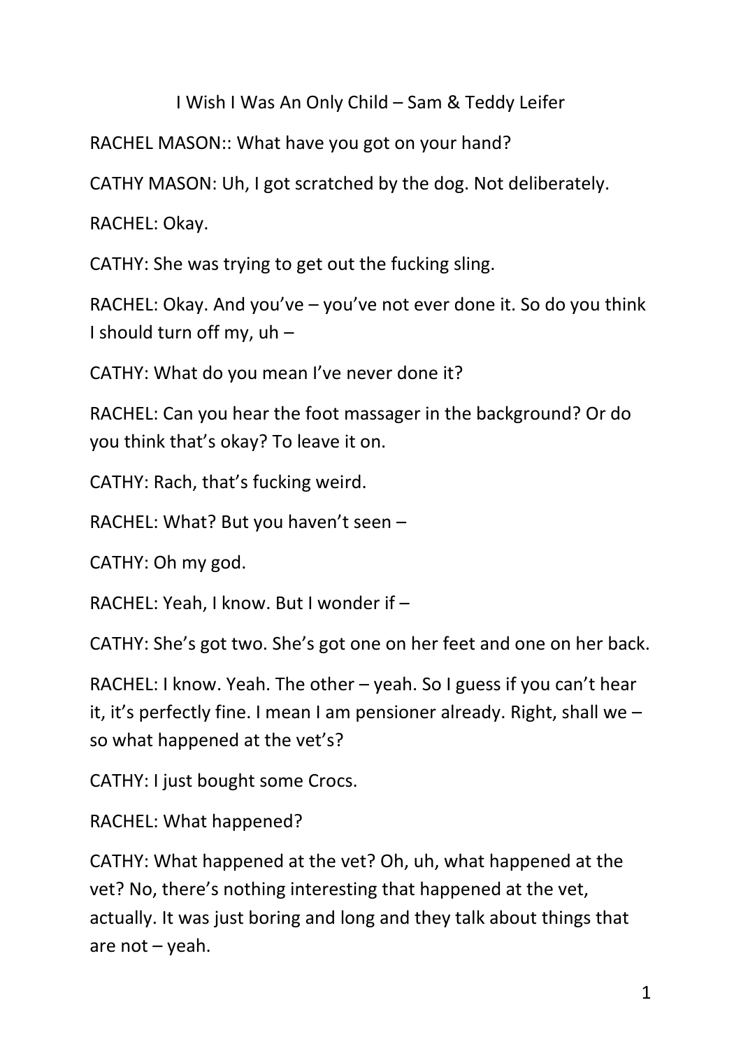I Wish I Was An Only Child – Sam & Teddy Leifer

RACHEL MASON:: What have you got on your hand?

CATHY MASON: Uh, I got scratched by the dog. Not deliberately.

RACHEL: Okay.

CATHY: She was trying to get out the fucking sling.

RACHEL: Okay. And you've – you've not ever done it. So do you think I should turn off my, uh –

CATHY: What do you mean I've never done it?

RACHEL: Can you hear the foot massager in the background? Or do you think that's okay? To leave it on.

CATHY: Rach, that's fucking weird.

RACHEL: What? But you haven't seen –

CATHY: Oh my god.

RACHEL: Yeah, I know. But I wonder if –

CATHY: She's got two. She's got one on her feet and one on her back.

RACHEL: I know. Yeah. The other – yeah. So I guess if you can't hear it, it's perfectly fine. I mean I am pensioner already. Right, shall we – so what happened at the vet's?

CATHY: I just bought some Crocs.

RACHEL: What happened?

CATHY: What happened at the vet? Oh, uh, what happened at the vet? No, there's nothing interesting that happened at the vet, actually. It was just boring and long and they talk about things that are not – yeah.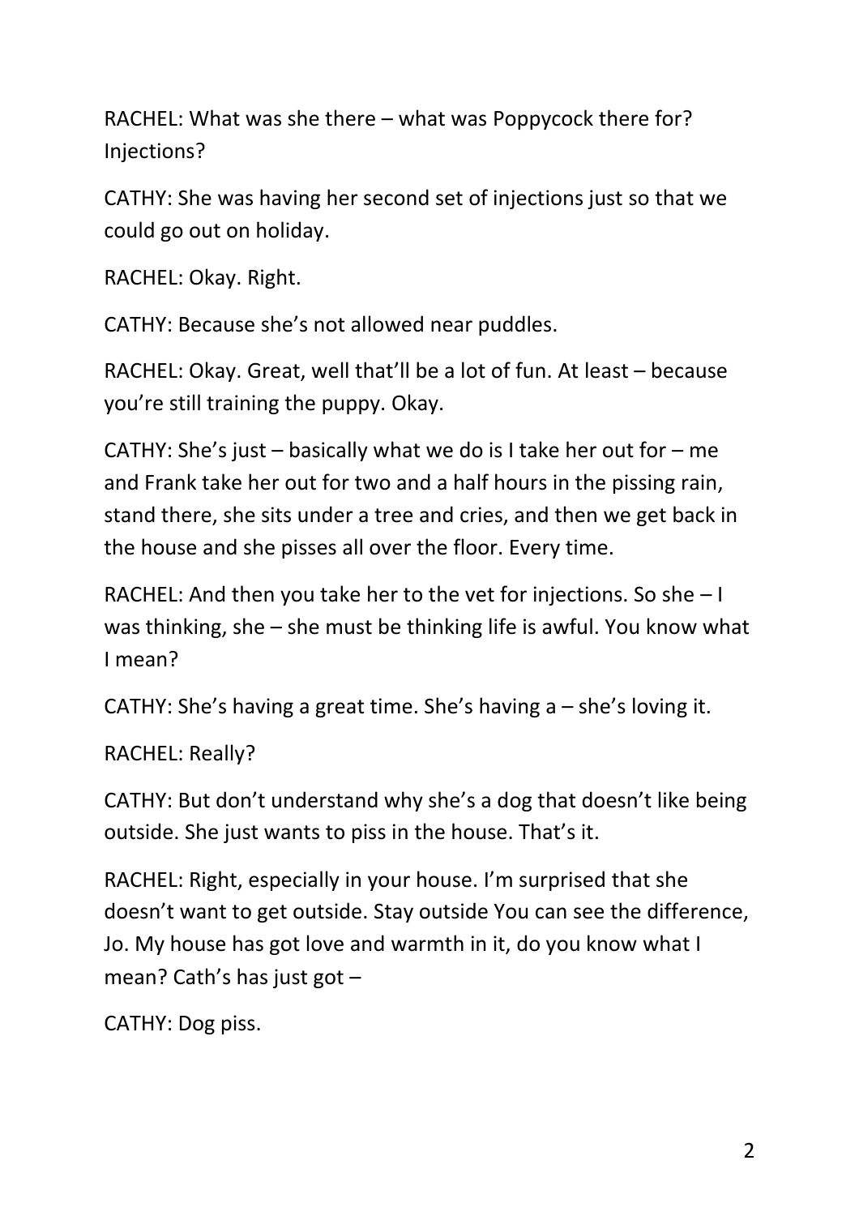RACHEL: What was she there – what was Poppycock there for? Injections?

CATHY: She was having her second set of injections just so that we could go out on holiday.

RACHEL: Okay. Right.

CATHY: Because she's not allowed near puddles.

RACHEL: Okay. Great, well that'll be a lot of fun. At least – because you're still training the puppy. Okay.

CATHY: She's just – basically what we do is I take her out for – me and Frank take her out for two and a half hours in the pissing rain, stand there, she sits under a tree and cries, and then we get back in the house and she pisses all over the floor. Every time.

RACHEL: And then you take her to the vet for injections. So she – I was thinking, she – she must be thinking life is awful. You know what I mean?

CATHY: She's having a great time. She's having a – she's loving it.

RACHEL: Really?

CATHY: But don't understand why she's a dog that doesn't like being outside. She just wants to piss in the house. That's it.

RACHEL: Right, especially in your house. I'm surprised that she doesn't want to get outside. Stay outside You can see the difference, Jo. My house has got love and warmth in it, do you know what I mean? Cath's has just got –

CATHY: Dog piss.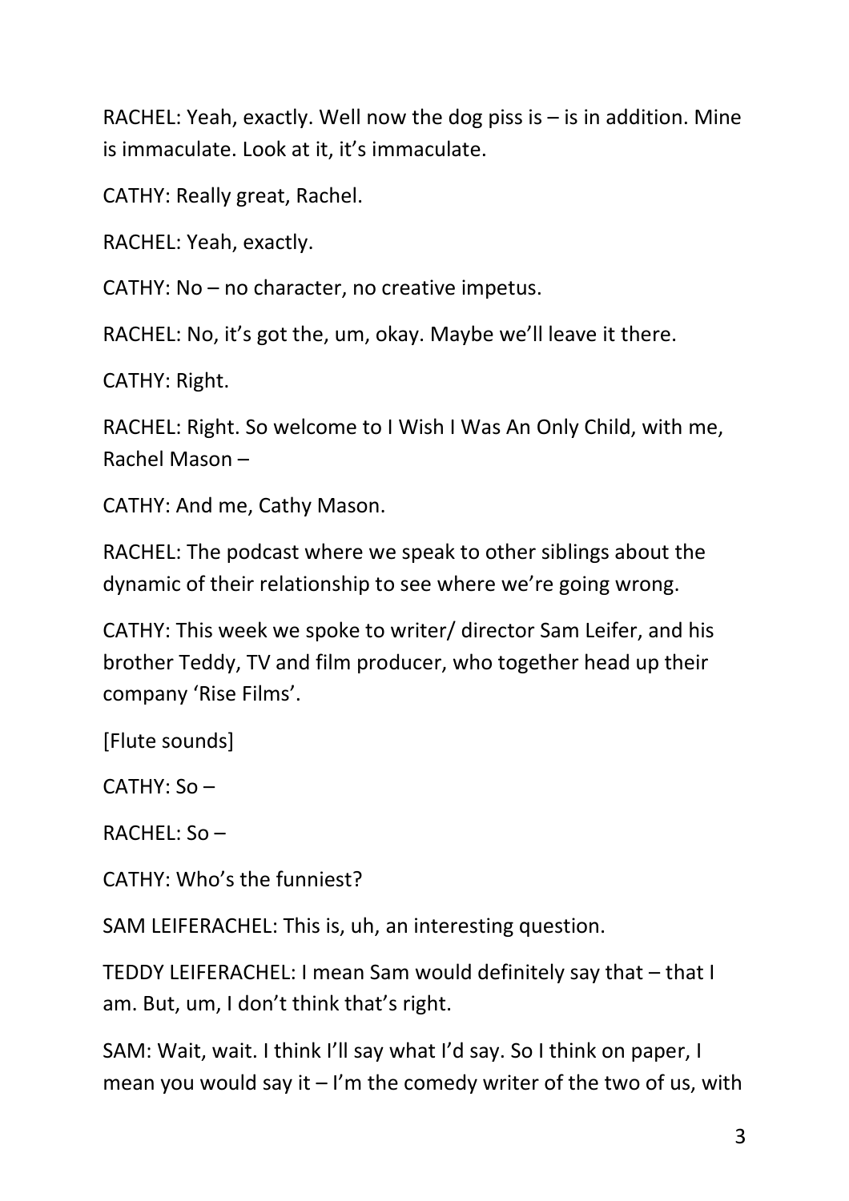RACHEL: Yeah, exactly. Well now the dog piss is – is in addition. Mine is immaculate. Look at it, it's immaculate.

CATHY: Really great, Rachel.

RACHEL: Yeah, exactly.

CATHY: No – no character, no creative impetus.

RACHEL: No, it's got the, um, okay. Maybe we'll leave it there.

CATHY: Right.

RACHEL: Right. So welcome to I Wish I Was An Only Child, with me, Rachel Mason –

CATHY: And me, Cathy Mason.

RACHEL: The podcast where we speak to other siblings about the dynamic of their relationship to see where we're going wrong.

CATHY: This week we spoke to writer/ director Sam Leifer, and his brother Teddy, TV and film producer, who together head up their company 'Rise Films'.

[Flute sounds]

CATHY: So –

RACHEL: So –

CATHY: Who's the funniest?

SAM LEIFERACHEL: This is, uh, an interesting question.

TEDDY LEIFERACHEL: I mean Sam would definitely say that – that I am. But, um, I don't think that's right.

SAM: Wait, wait. I think I'll say what I'd say. So I think on paper, I mean you would say it – I'm the comedy writer of the two of us, with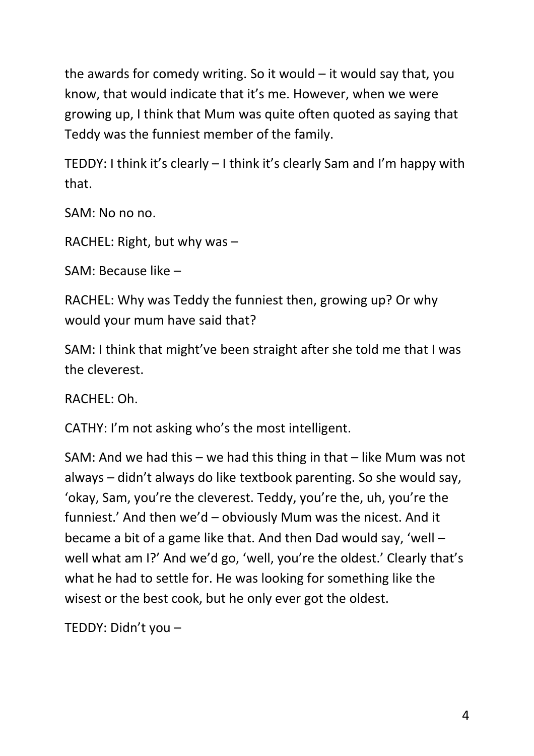the awards for comedy writing. So it would – it would say that, you know, that would indicate that it's me. However, when we were growing up, I think that Mum was quite often quoted as saying that Teddy was the funniest member of the family.

TEDDY: I think it's clearly – I think it's clearly Sam and I'm happy with that.

SAM: No no no.

RACHEL: Right, but why was –

SAM: Because like –

RACHEL: Why was Teddy the funniest then, growing up? Or why would your mum have said that?

SAM: I think that might've been straight after she told me that I was the cleverest.

RACHEL: Oh.

CATHY: I'm not asking who's the most intelligent.

SAM: And we had this – we had this thing in that – like Mum was not always – didn't always do like textbook parenting. So she would say, 'okay, Sam, you're the cleverest. Teddy, you're the, uh, you're the funniest.' And then we'd – obviously Mum was the nicest. And it became a bit of a game like that. And then Dad would say, 'well – well what am I?' And we'd go, 'well, you're the oldest.' Clearly that's what he had to settle for. He was looking for something like the wisest or the best cook, but he only ever got the oldest.

TEDDY: Didn't you –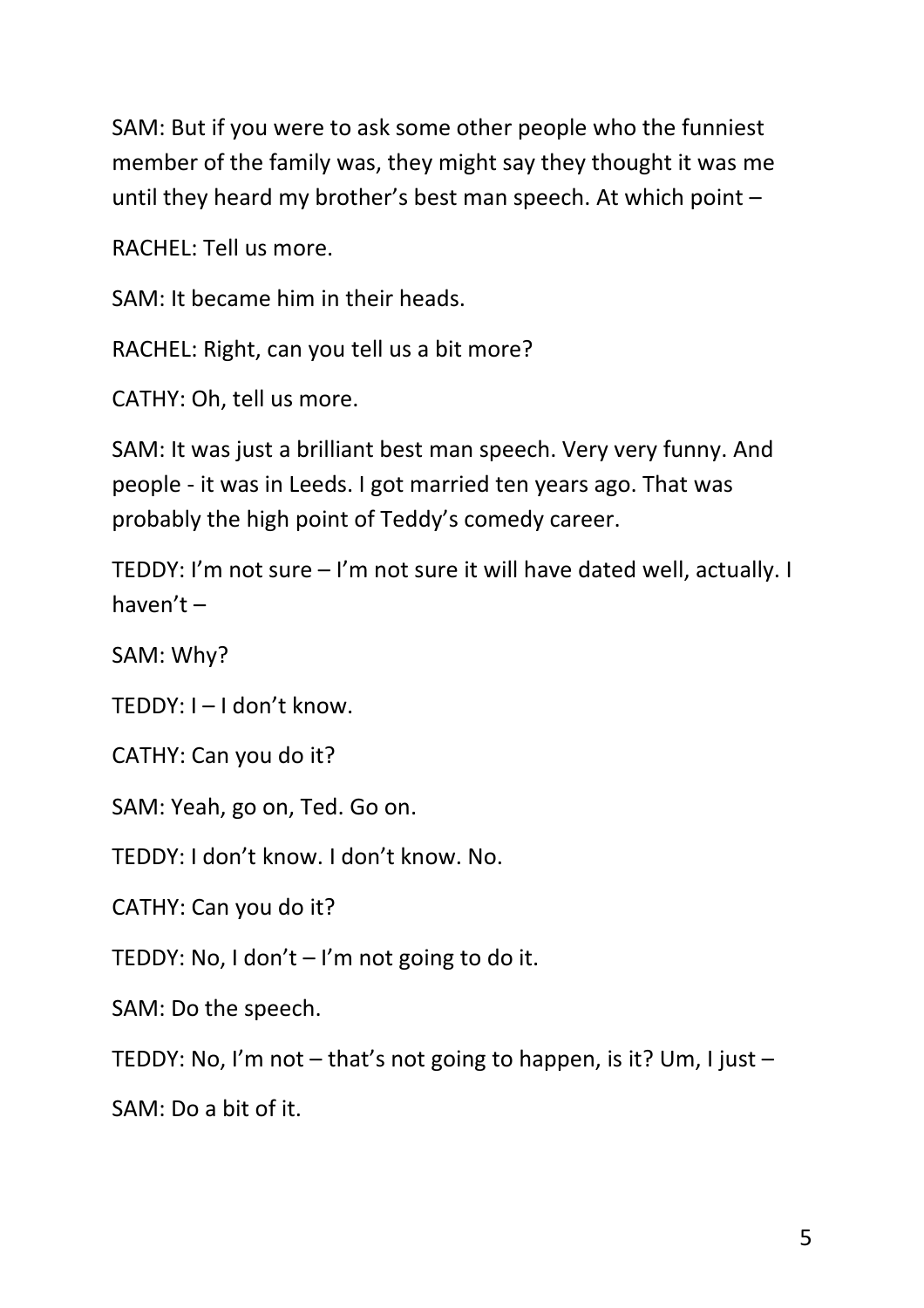SAM: But if you were to ask some other people who the funniest member of the family was, they might say they thought it was me until they heard my brother's best man speech. At which point –

RACHEL: Tell us more.

SAM: It became him in their heads.

RACHEL: Right, can you tell us a bit more?

CATHY: Oh, tell us more.

SAM: It was just a brilliant best man speech. Very very funny. And people - it was in Leeds. I got married ten years ago. That was probably the high point of Teddy's comedy career.

TEDDY: I'm not sure – I'm not sure it will have dated well, actually. I haven't –

SAM: Why?

TEDDY: I – I don't know.

CATHY: Can you do it?

SAM: Yeah, go on, Ted. Go on.

TEDDY: I don't know. I don't know. No.

CATHY: Can you do it?

TEDDY: No, I don't – I'm not going to do it.

SAM: Do the speech.

TEDDY: No, I'm not – that's not going to happen, is it? Um, I just –

SAM: Do a bit of it.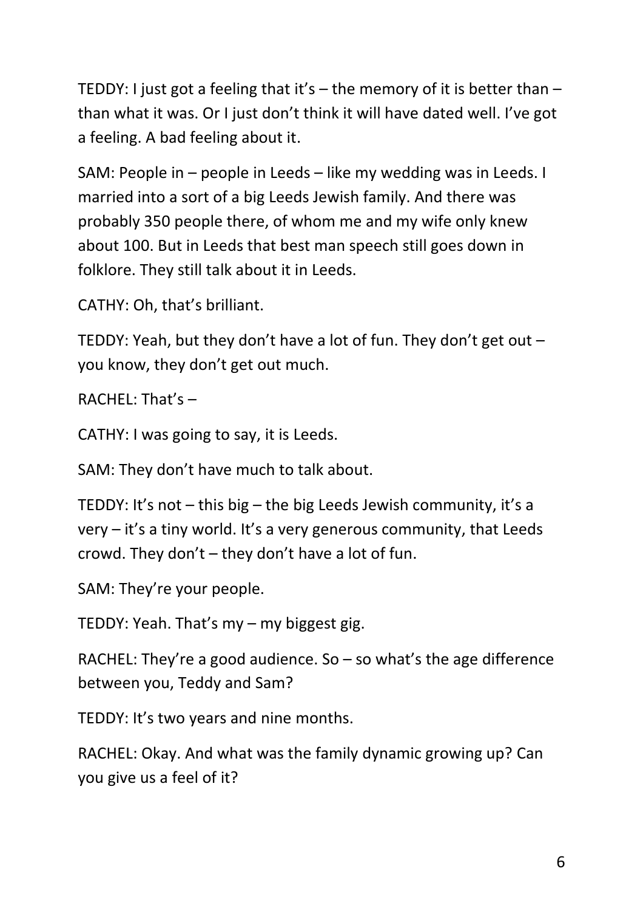TEDDY: I just got a feeling that it's – the memory of it is better than – than what it was. Or I just don't think it will have dated well. I've got a feeling. A bad feeling about it.

SAM: People in – people in Leeds – like my wedding was in Leeds. I married into a sort of a big Leeds Jewish family. And there was probably 350 people there, of whom me and my wife only knew about 100. But in Leeds that best man speech still goes down in folklore. They still talk about it in Leeds.

CATHY: Oh, that's brilliant.

TEDDY: Yeah, but they don't have a lot of fun. They don't get out – you know, they don't get out much.

RACHEL: That's –

CATHY: I was going to say, it is Leeds.

SAM: They don't have much to talk about.

TEDDY: It's not – this big – the big Leeds Jewish community, it's a very – it's a tiny world. It's a very generous community, that Leeds crowd. They don't – they don't have a lot of fun.

SAM: They're your people.

TEDDY: Yeah. That's my – my biggest gig.

RACHEL: They're a good audience. So – so what's the age difference between you, Teddy and Sam?

TEDDY: It's two years and nine months.

RACHEL: Okay. And what was the family dynamic growing up? Can you give us a feel of it?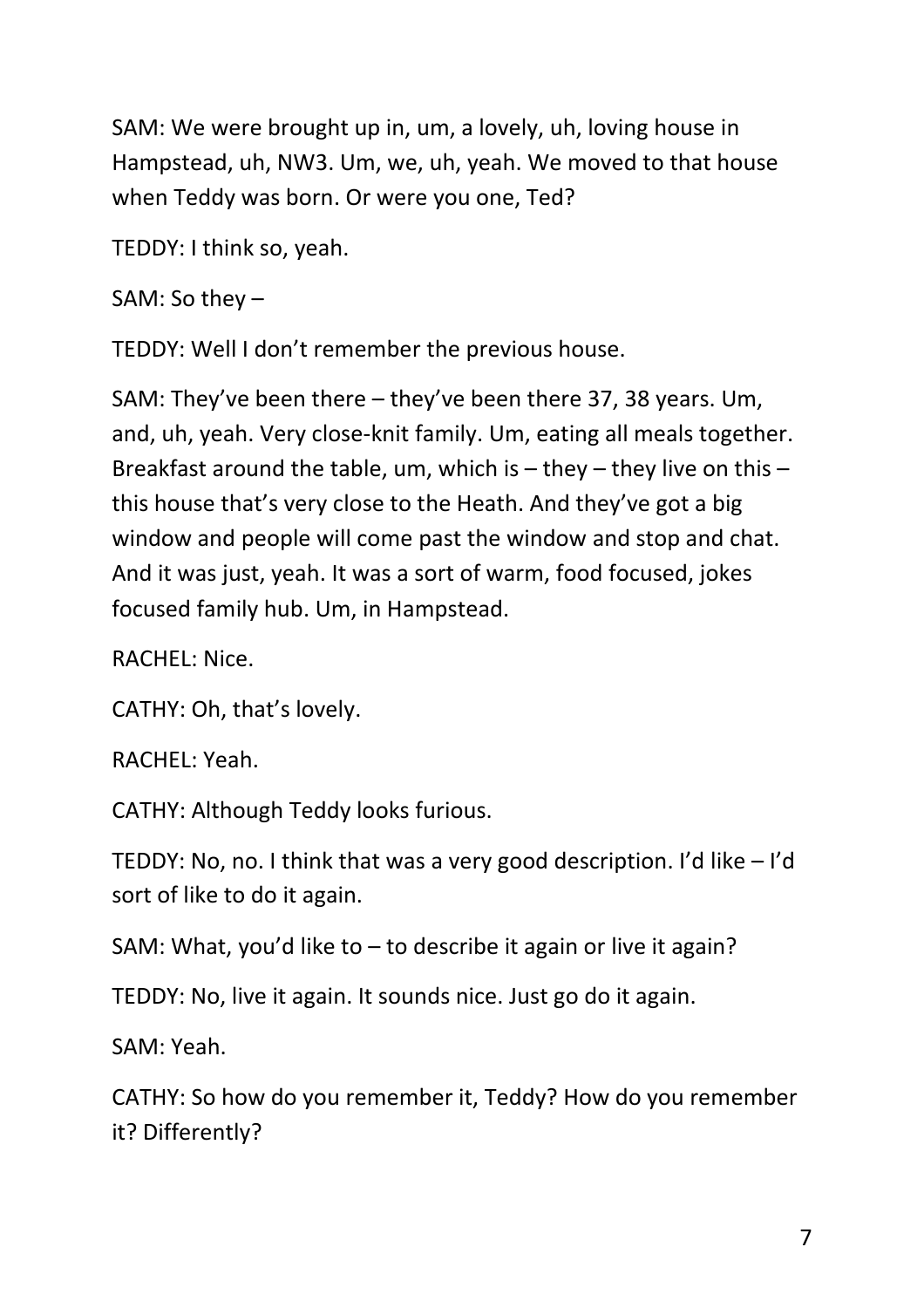SAM: We were brought up in, um, a lovely, uh, loving house in Hampstead, uh, NW3. Um, we, uh, yeah. We moved to that house when Teddy was born. Or were you one, Ted?

TEDDY: I think so, yeah.

SAM: So they –

TEDDY: Well I don't remember the previous house.

SAM: They've been there – they've been there 37, 38 years. Um, and, uh, yeah. Very close-knit family. Um, eating all meals together. Breakfast around the table, um, which is – they – they live on this – this house that's very close to the Heath. And they've got a big window and people will come past the window and stop and chat. And it was just, yeah. It was a sort of warm, food focused, jokes focused family hub. Um, in Hampstead.

RACHEL: Nice.

CATHY: Oh, that's lovely.

RACHEL: Yeah.

CATHY: Although Teddy looks furious.

TEDDY: No, no. I think that was a very good description. I'd like – I'd sort of like to do it again.

SAM: What, you'd like to – to describe it again or live it again?

TEDDY: No, live it again. It sounds nice. Just go do it again.

SAM: Yeah.

CATHY: So how do you remember it, Teddy? How do you remember it? Differently?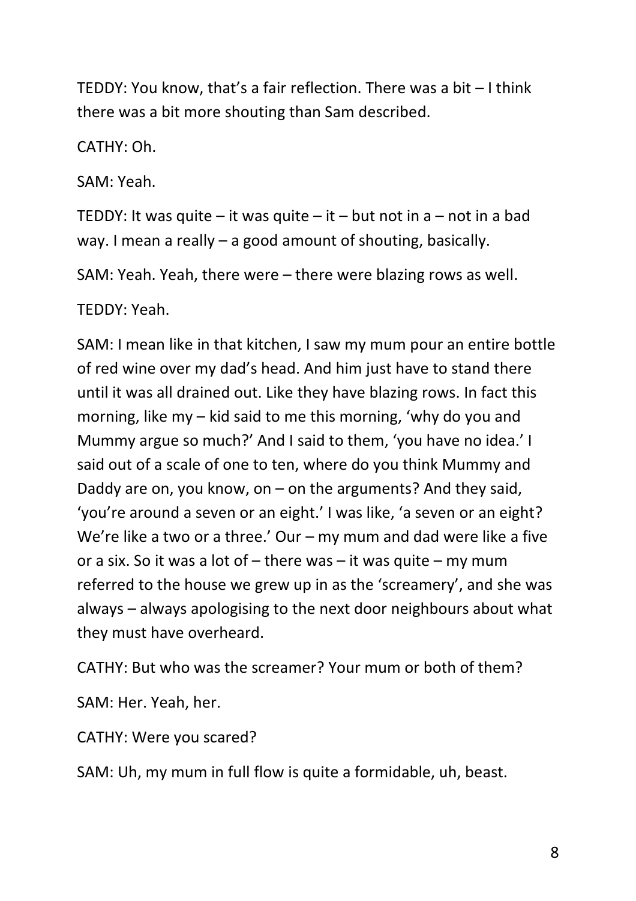TEDDY: You know, that's a fair reflection. There was a bit – I think there was a bit more shouting than Sam described.

CATHY: Oh.

SAM: Yeah.

TEDDY: It was quite – it was quite – it – but not in a – not in a bad way. I mean a really – a good amount of shouting, basically.

SAM: Yeah. Yeah, there were – there were blazing rows as well.

TEDDY: Yeah.

SAM: I mean like in that kitchen, I saw my mum pour an entire bottle of red wine over my dad's head. And him just have to stand there until it was all drained out. Like they have blazing rows. In fact this morning, like my – kid said to me this morning, 'why do you and Mummy argue so much?' And I said to them, 'you have no idea.' I said out of a scale of one to ten, where do you think Mummy and Daddy are on, you know, on – on the arguments? And they said, 'you're around a seven or an eight.' I was like, 'a seven or an eight? We're like a two or a three.' Our – my mum and dad were like a five or a six. So it was a lot of – there was – it was quite – my mum referred to the house we grew up in as the 'screamery', and she was always – always apologising to the next door neighbours about what they must have overheard.

CATHY: But who was the screamer? Your mum or both of them?

SAM: Her. Yeah, her.

CATHY: Were you scared?

SAM: Uh, my mum in full flow is quite a formidable, uh, beast.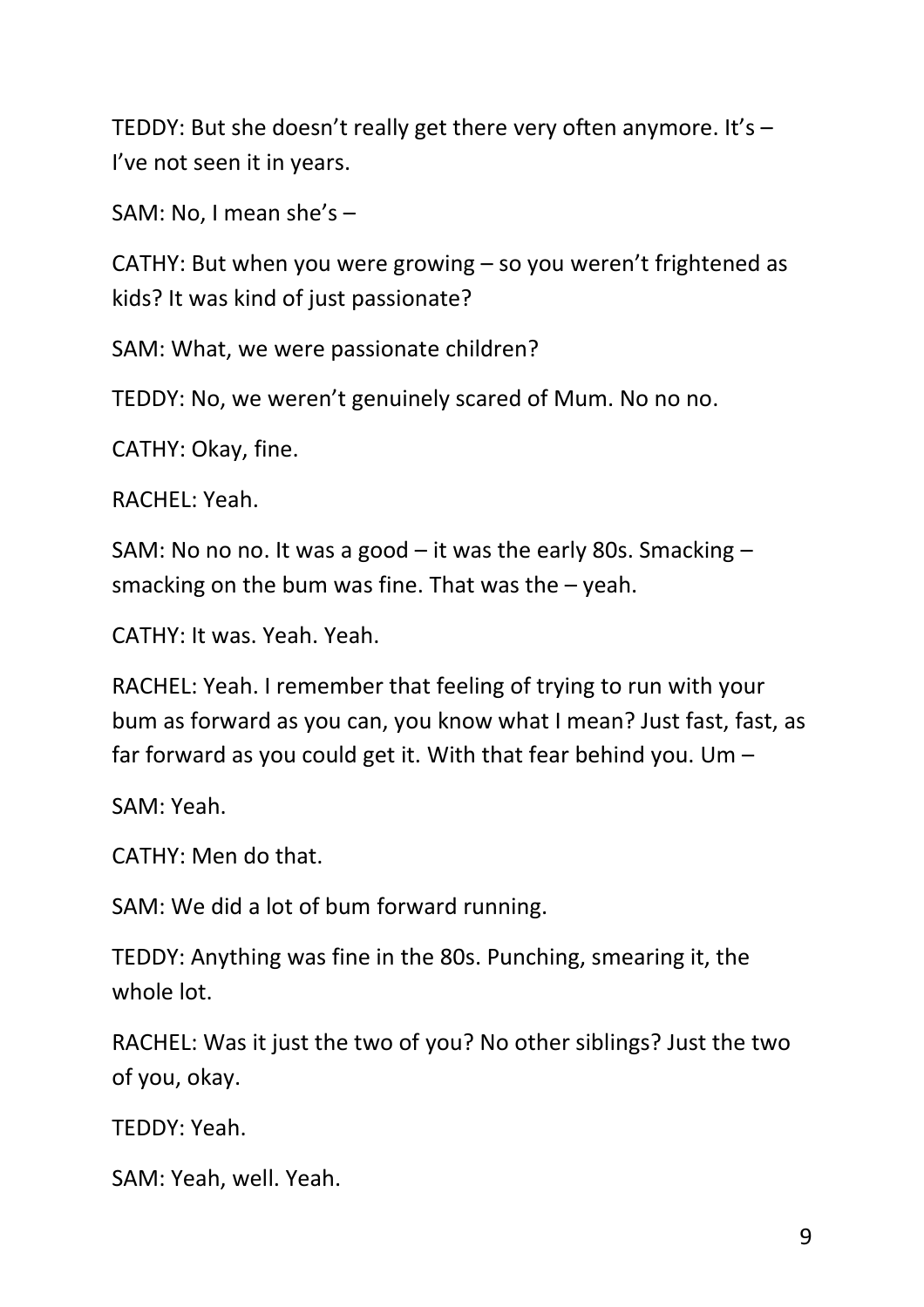TEDDY: But she doesn't really get there very often anymore. It's – I've not seen it in years.

SAM: No, I mean she's –

CATHY: But when you were growing – so you weren't frightened as kids? It was kind of just passionate?

SAM: What, we were passionate children?

TEDDY: No, we weren't genuinely scared of Mum. No no no.

CATHY: Okay, fine.

RACHEL: Yeah.

SAM: No no no. It was a good – it was the early 80s. Smacking – smacking on the bum was fine. That was the – yeah.

CATHY: It was. Yeah. Yeah.

RACHEL: Yeah. I remember that feeling of trying to run with your bum as forward as you can, you know what I mean? Just fast, fast, as far forward as you could get it. With that fear behind you. Um –

SAM: Yeah.

CATHY: Men do that.

SAM: We did a lot of bum forward running.

TEDDY: Anything was fine in the 80s. Punching, smearing it, the whole lot.

RACHEL: Was it just the two of you? No other siblings? Just the two of you, okay.

TEDDY: Yeah.

SAM: Yeah, well. Yeah.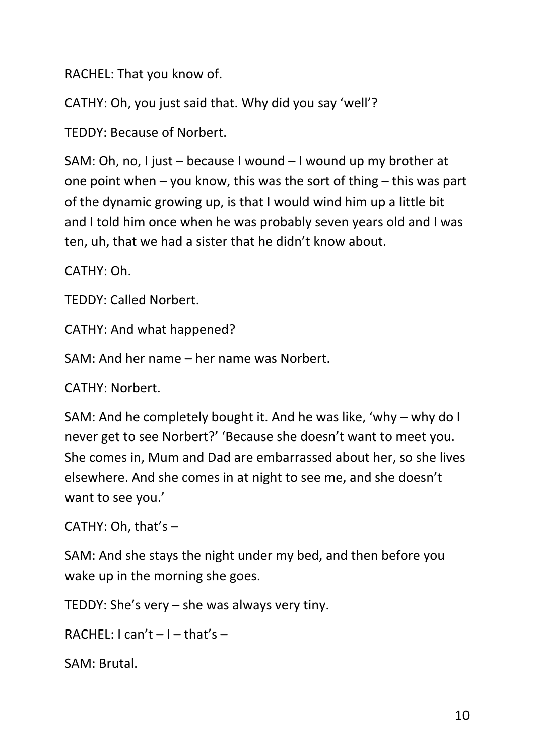RACHEL: That you know of.

CATHY: Oh, you just said that. Why did you say 'well'?

TEDDY: Because of Norbert.

SAM: Oh, no, I just – because I wound – I wound up my brother at one point when – you know, this was the sort of thing – this was part of the dynamic growing up, is that I would wind him up a little bit and I told him once when he was probably seven years old and I was ten, uh, that we had a sister that he didn't know about.

CATHY: Oh.

TEDDY: Called Norbert.

CATHY: And what happened?

SAM: And her name – her name was Norbert.

CATHY: Norbert.

SAM: And he completely bought it. And he was like, 'why – why do I never get to see Norbert?' 'Because she doesn't want to meet you. She comes in, Mum and Dad are embarrassed about her, so she lives elsewhere. And she comes in at night to see me, and she doesn't want to see you.'

CATHY: Oh, that's –

SAM: And she stays the night under my bed, and then before you wake up in the morning she goes.

TEDDY: She's very – she was always very tiny.

RACHEL: I can't – I – that's –

SAM: Brutal.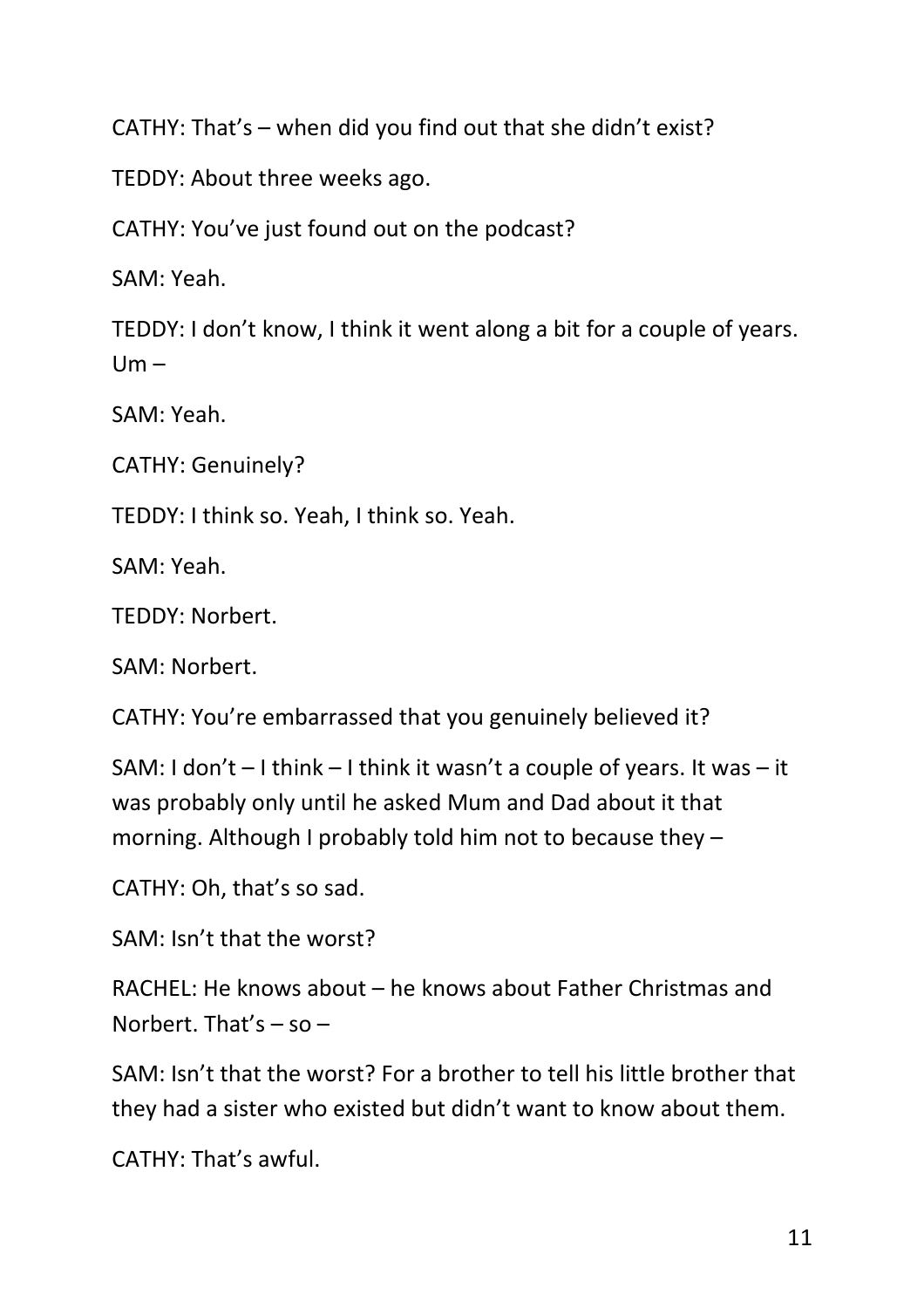CATHY: That's – when did you find out that she didn't exist?

TEDDY: About three weeks ago.

CATHY: You've just found out on the podcast?

SAM: Yeah.

TEDDY: I don't know, I think it went along a bit for a couple of years. Um –

SAM: Yeah.

CATHY: Genuinely?

TEDDY: I think so. Yeah, I think so. Yeah.

SAM: Yeah.

TEDDY: Norbert.

SAM: Norbert.

CATHY: You're embarrassed that you genuinely believed it?

SAM: I don't – I think – I think it wasn't a couple of years. It was – it was probably only until he asked Mum and Dad about it that morning. Although I probably told him not to because they –

CATHY: Oh, that's so sad.

SAM: Isn't that the worst?

RACHEL: He knows about – he knows about Father Christmas and Norbert. That's – so –

SAM: Isn't that the worst? For a brother to tell his little brother that they had a sister who existed but didn't want to know about them.

CATHY: That's awful.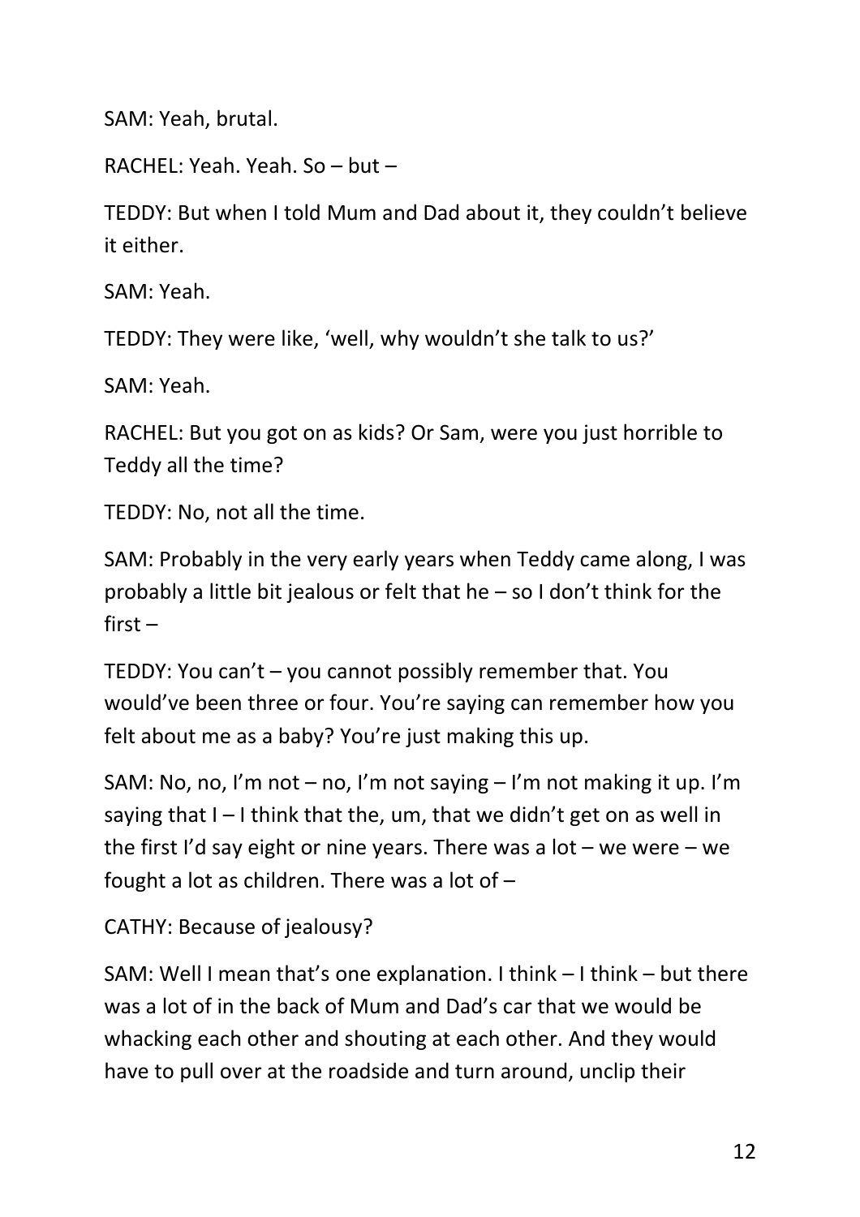SAM: Yeah, brutal.

RACHEL: Yeah. Yeah. So – but –

TEDDY: But when I told Mum and Dad about it, they couldn't believe it either.

SAM: Yeah.

TEDDY: They were like, 'well, why wouldn't she talk to us?'

SAM: Yeah.

RACHEL: But you got on as kids? Or Sam, were you just horrible to Teddy all the time?

TEDDY: No, not all the time.

SAM: Probably in the very early years when Teddy came along, I was probably a little bit jealous or felt that he – so I don't think for the first –

TEDDY: You can't – you cannot possibly remember that. You would've been three or four. You're saying can remember how you felt about me as a baby? You're just making this up.

SAM: No, no, I'm not – no, I'm not saying – I'm not making it up. I'm saying that I – I think that the, um, that we didn't get on as well in the first I'd say eight or nine years. There was a lot – we were – we fought a lot as children. There was a lot of –

CATHY: Because of jealousy?

SAM: Well I mean that's one explanation. I think – I think – but there was a lot of in the back of Mum and Dad's car that we would be whacking each other and shouting at each other. And they would have to pull over at the roadside and turn around, unclip their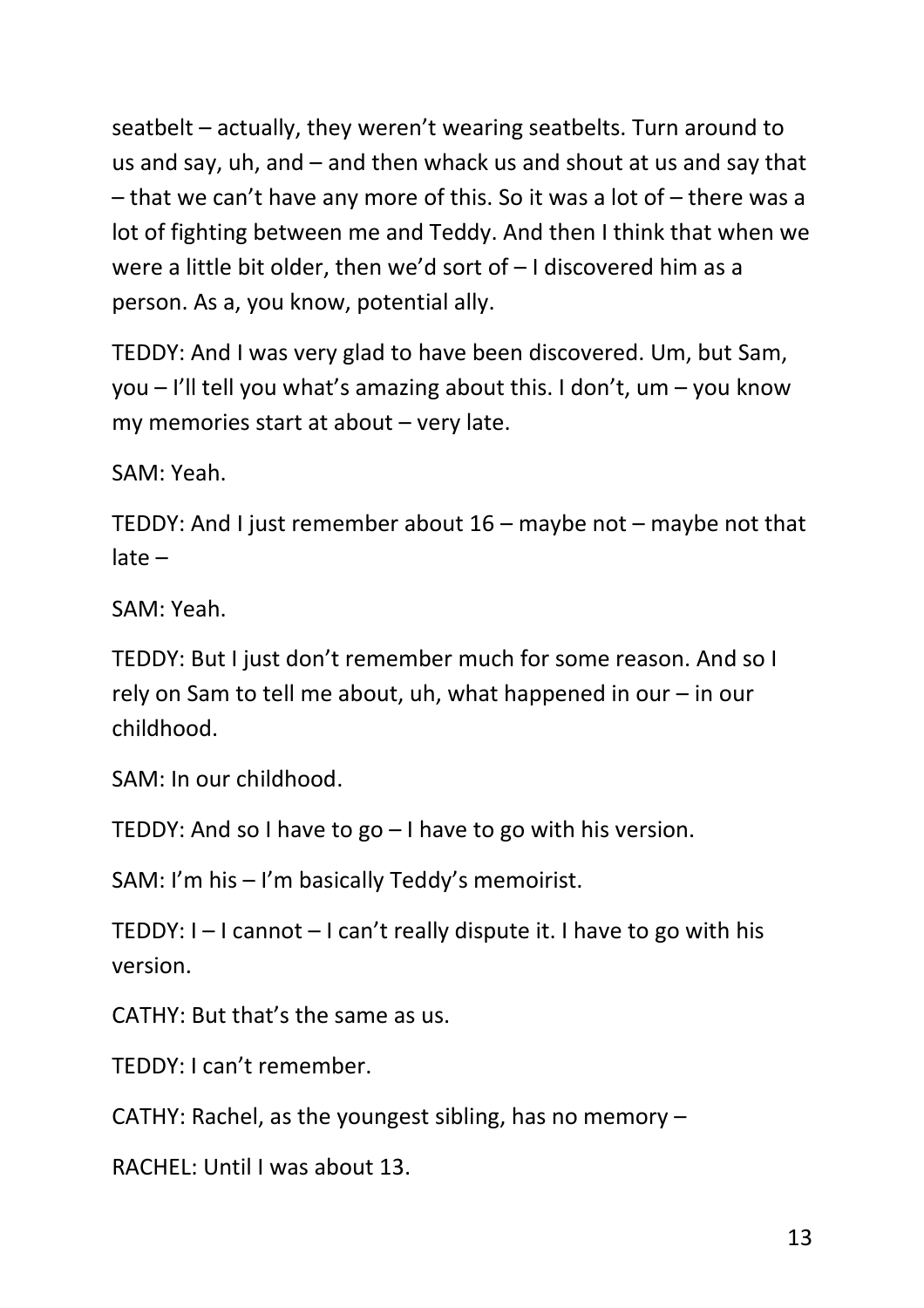seatbelt – actually, they weren't wearing seatbelts. Turn around to us and say, uh, and – and then whack us and shout at us and say that – that we can't have any more of this. So it was a lot of – there was a lot of fighting between me and Teddy. And then I think that when we were a little bit older, then we'd sort of – I discovered him as a person. As a, you know, potential ally.

TEDDY: And I was very glad to have been discovered. Um, but Sam, you – I'll tell you what's amazing about this. I don't, um – you know my memories start at about – very late.

SAM: Yeah.

TEDDY: And I just remember about 16 – maybe not – maybe not that late –

SAM: Yeah.

TEDDY: But I just don't remember much for some reason. And so I rely on Sam to tell me about, uh, what happened in our – in our childhood.

SAM: In our childhood.

TEDDY: And so I have to go – I have to go with his version.

SAM: I'm his – I'm basically Teddy's memoirist.

TEDDY: I – I cannot – I can't really dispute it. I have to go with his version.

CATHY: But that's the same as us.

TEDDY: I can't remember.

CATHY: Rachel, as the youngest sibling, has no memory –

RACHEL: Until I was about 13.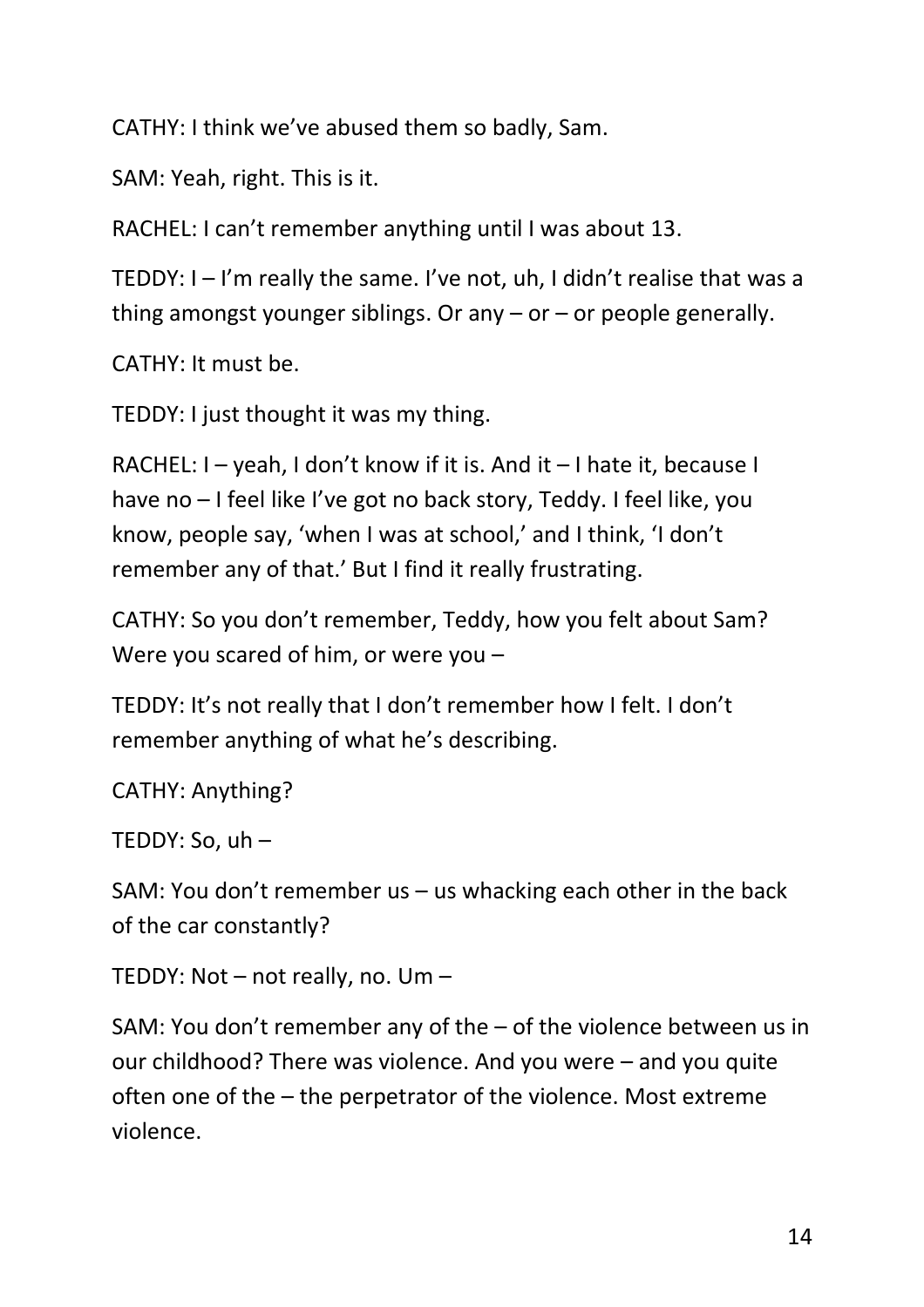CATHY: I think we've abused them so badly, Sam.

SAM: Yeah, right. This is it.

RACHEL: I can't remember anything until I was about 13.

TEDDY: I – I'm really the same. I've not, uh, I didn't realise that was a thing amongst younger siblings. Or any – or – or people generally.

CATHY: It must be.

TEDDY: I just thought it was my thing.

RACHEL: I – yeah, I don't know if it is. And it – I hate it, because I have no – I feel like I've got no back story, Teddy. I feel like, you know, people say, 'when I was at school,' and I think, 'I don't remember any of that.' But I find it really frustrating.

CATHY: So you don't remember, Teddy, how you felt about Sam? Were you scared of him, or were you –

TEDDY: It's not really that I don't remember how I felt. I don't remember anything of what he's describing.

CATHY: Anything?

TEDDY: So, uh –

SAM: You don't remember us – us whacking each other in the back of the car constantly?

TEDDY: Not – not really, no. Um –

SAM: You don't remember any of the – of the violence between us in our childhood? There was violence. And you were – and you quite often one of the – the perpetrator of the violence. Most extreme violence.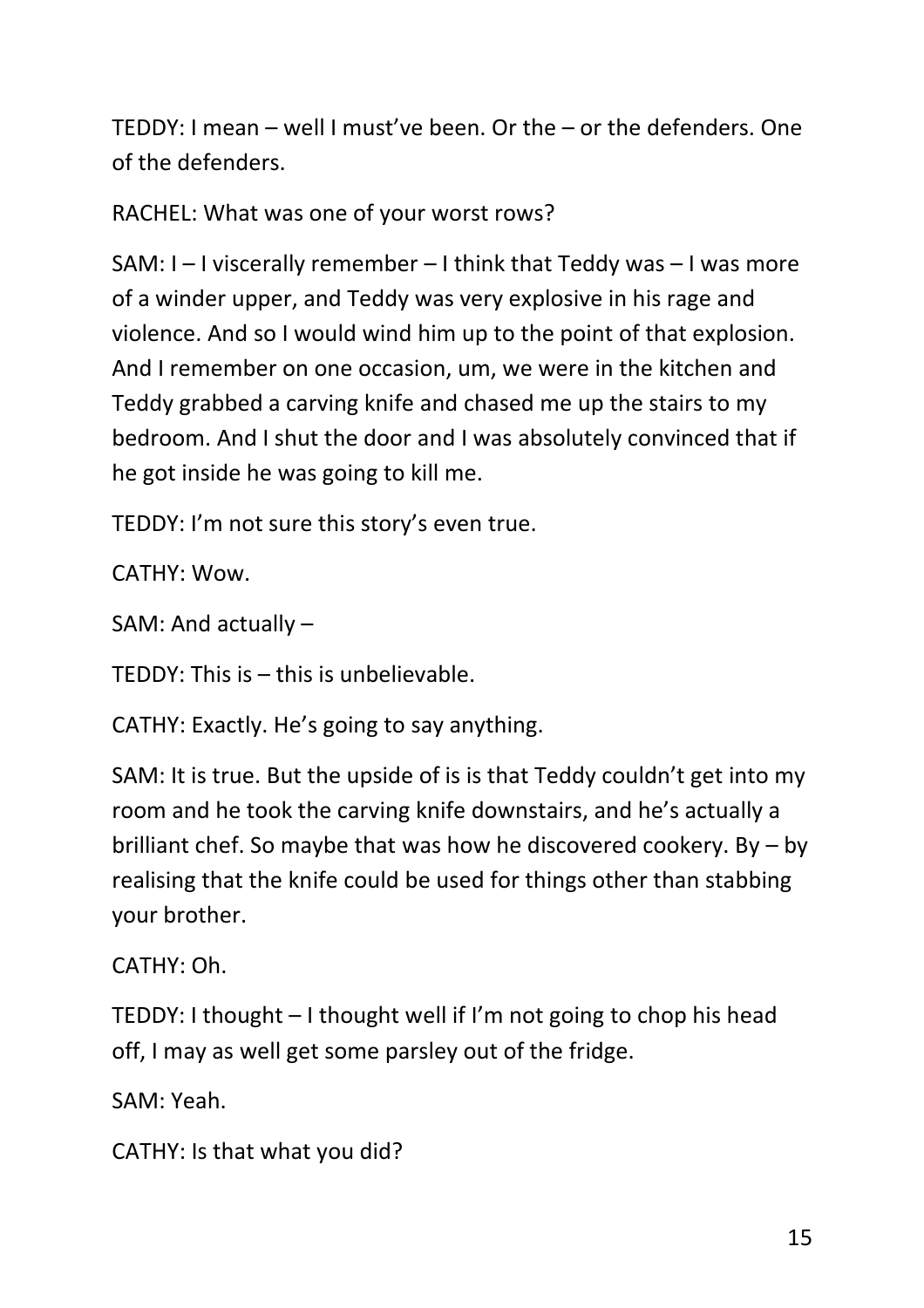TEDDY: I mean – well I must've been. Or the – or the defenders. One of the defenders.

RACHEL: What was one of your worst rows?

SAM: I – I viscerally remember – I think that Teddy was – I was more of a winder upper, and Teddy was very explosive in his rage and violence. And so I would wind him up to the point of that explosion. And I remember on one occasion, um, we were in the kitchen and Teddy grabbed a carving knife and chased me up the stairs to my bedroom. And I shut the door and I was absolutely convinced that if he got inside he was going to kill me.

TEDDY: I'm not sure this story's even true.

CATHY: Wow.

SAM: And actually –

TEDDY: This is – this is unbelievable.

CATHY: Exactly. He's going to say anything.

SAM: It is true. But the upside of is is that Teddy couldn't get into my room and he took the carving knife downstairs, and he's actually a brilliant chef. So maybe that was how he discovered cookery. By – by realising that the knife could be used for things other than stabbing your brother.

CATHY: Oh.

TEDDY: I thought – I thought well if I'm not going to chop his head off, I may as well get some parsley out of the fridge.

SAM: Yeah.

CATHY: Is that what you did?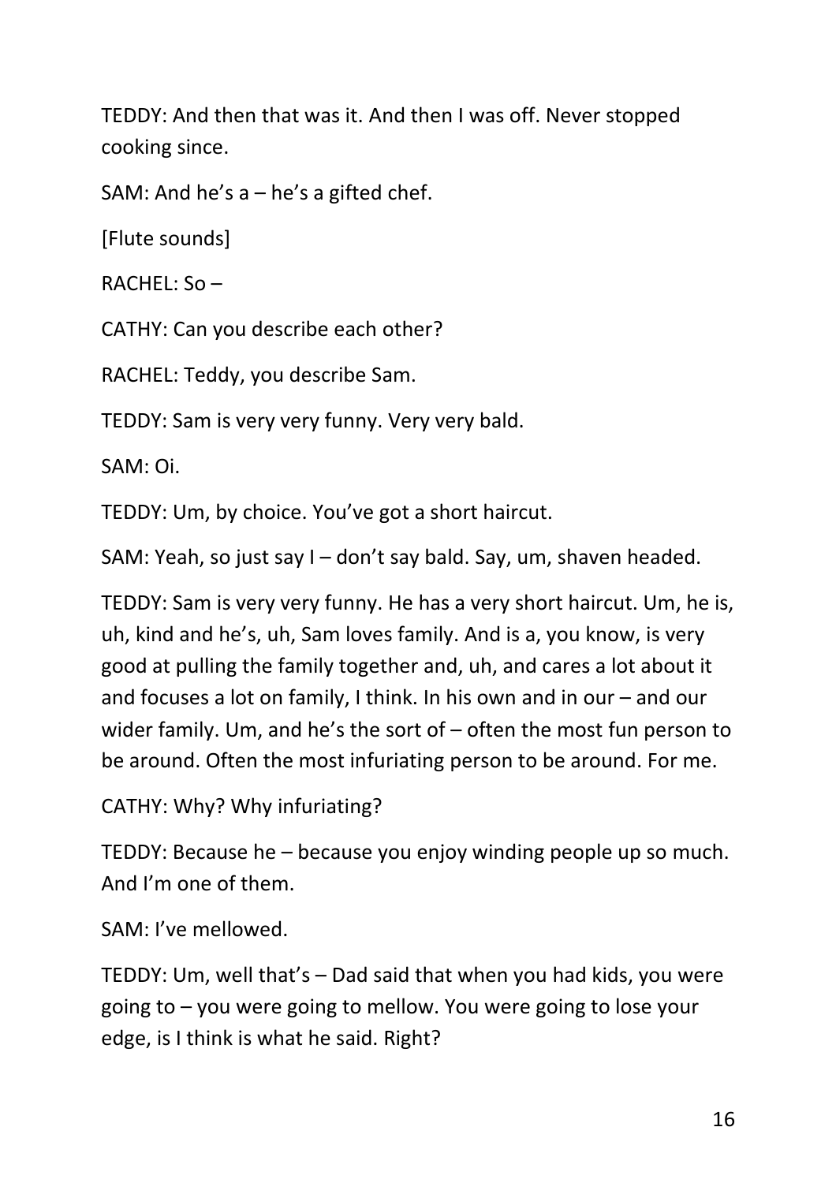TEDDY: And then that was it. And then I was off. Never stopped cooking since.

SAM: And he's a – he's a gifted chef.

[Flute sounds]

RACHEL: So –

CATHY: Can you describe each other?

RACHEL: Teddy, you describe Sam.

TEDDY: Sam is very very funny. Very very bald.

SAM: Oi.

TEDDY: Um, by choice. You've got a short haircut.

SAM: Yeah, so just say I – don't say bald. Say, um, shaven headed.

TEDDY: Sam is very very funny. He has a very short haircut. Um, he is, uh, kind and he's, uh, Sam loves family. And is a, you know, is very good at pulling the family together and, uh, and cares a lot about it and focuses a lot on family, I think. In his own and in our – and our wider family. Um, and he's the sort of – often the most fun person to be around. Often the most infuriating person to be around. For me.

CATHY: Why? Why infuriating?

TEDDY: Because he – because you enjoy winding people up so much. And I'm one of them.

SAM: I've mellowed.

TEDDY: Um, well that's – Dad said that when you had kids, you were going to – you were going to mellow. You were going to lose your edge, is I think is what he said. Right?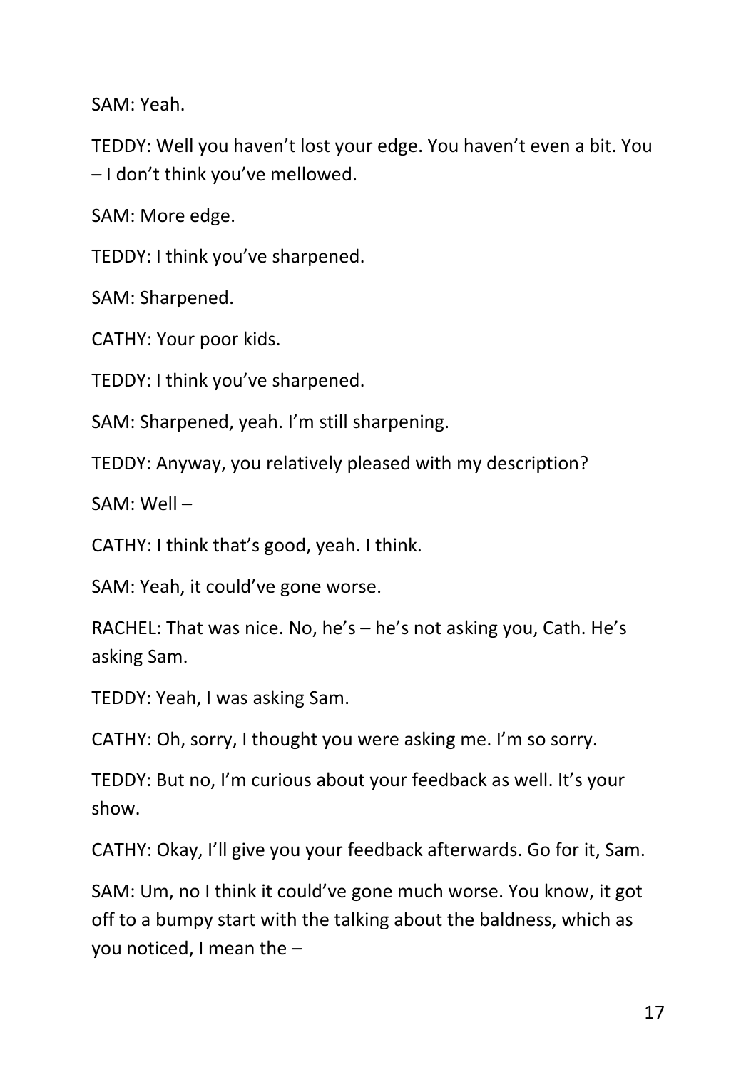SAM: Yeah.

TEDDY: Well you haven't lost your edge. You haven't even a bit. You – I don't think you've mellowed.

SAM: More edge.

TEDDY: I think you've sharpened.

SAM: Sharpened.

CATHY: Your poor kids.

TEDDY: I think you've sharpened.

SAM: Sharpened, yeah. I'm still sharpening.

TEDDY: Anyway, you relatively pleased with my description?

SAM: Well –

CATHY: I think that's good, yeah. I think.

SAM: Yeah, it could've gone worse.

RACHEL: That was nice. No, he's – he's not asking you, Cath. He's asking Sam.

TEDDY: Yeah, I was asking Sam.

CATHY: Oh, sorry, I thought you were asking me. I'm so sorry.

TEDDY: But no, I'm curious about your feedback as well. It's your show.

CATHY: Okay, I'll give you your feedback afterwards. Go for it, Sam.

SAM: Um, no I think it could've gone much worse. You know, it got off to a bumpy start with the talking about the baldness, which as you noticed, I mean the –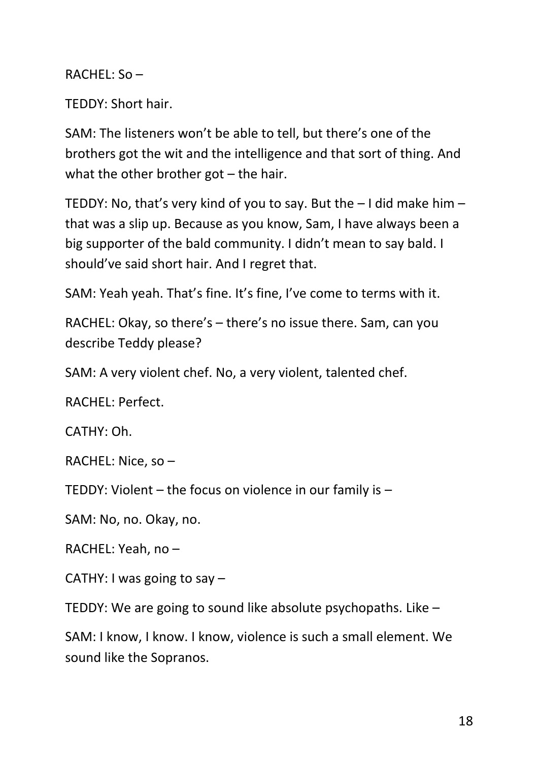RACHEL: So –

TEDDY: Short hair.

SAM: The listeners won't be able to tell, but there's one of the brothers got the wit and the intelligence and that sort of thing. And what the other brother got – the hair.

TEDDY: No, that's very kind of you to say. But the – I did make him – that was a slip up. Because as you know, Sam, I have always been a big supporter of the bald community. I didn't mean to say bald. I should've said short hair. And I regret that.

SAM: Yeah yeah. That's fine. It's fine, I've come to terms with it.

RACHEL: Okay, so there's – there's no issue there. Sam, can you describe Teddy please?

SAM: A very violent chef. No, a very violent, talented chef.

RACHEL: Perfect.

CATHY: Oh.

RACHEL: Nice, so –

TEDDY: Violent – the focus on violence in our family is –

SAM: No, no. Okay, no.

RACHEL: Yeah, no –

CATHY: I was going to say –

TEDDY: We are going to sound like absolute psychopaths. Like –

SAM: I know, I know. I know, violence is such a small element. We sound like the Sopranos.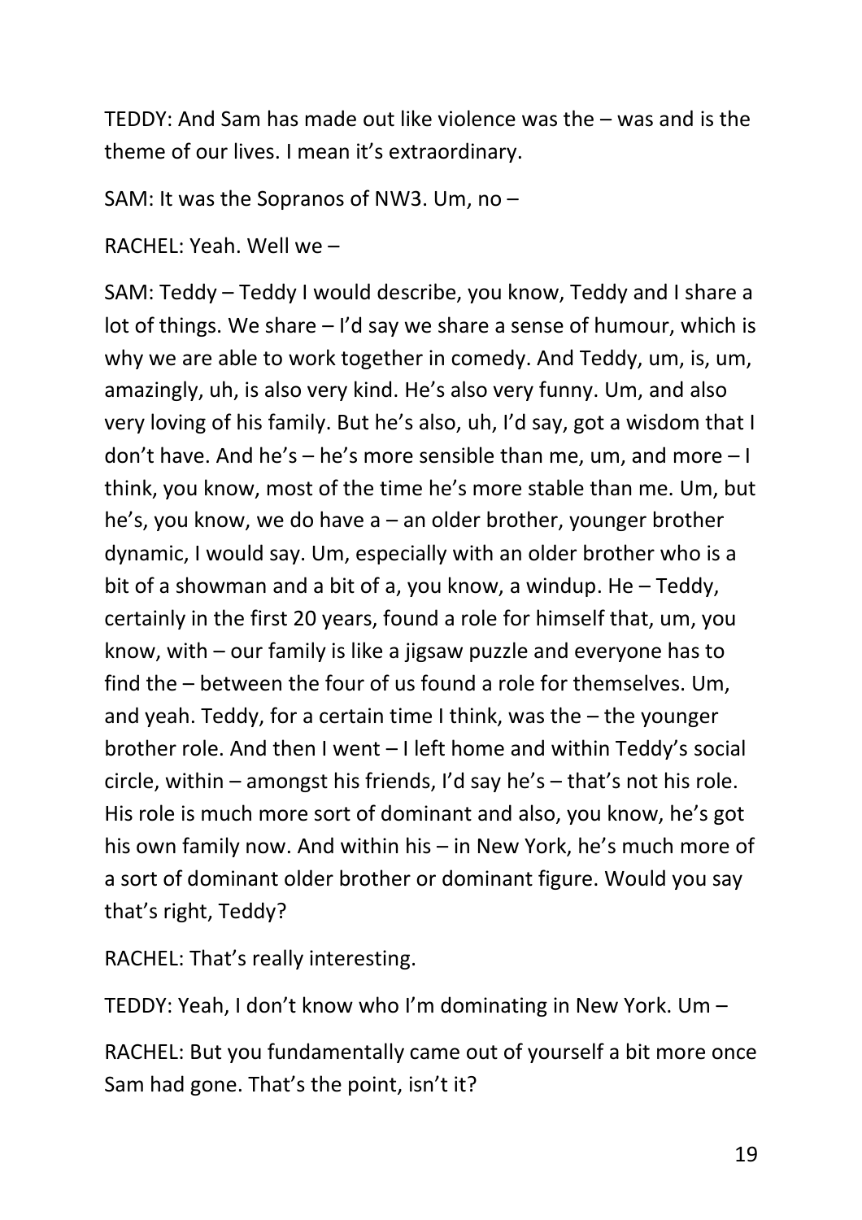TEDDY: And Sam has made out like violence was the – was and is the theme of our lives. I mean it's extraordinary.

SAM: It was the Sopranos of NW3. Um, no –

RACHEL: Yeah. Well we –

SAM: Teddy – Teddy I would describe, you know, Teddy and I share a lot of things. We share – I'd say we share a sense of humour, which is why we are able to work together in comedy. And Teddy, um, is, um, amazingly, uh, is also very kind. He's also very funny. Um, and also very loving of his family. But he's also, uh, I'd say, got a wisdom that I don't have. And he's – he's more sensible than me, um, and more – I think, you know, most of the time he's more stable than me. Um, but he's, you know, we do have a – an older brother, younger brother dynamic, I would say. Um, especially with an older brother who is a bit of a showman and a bit of a, you know, a windup. He – Teddy, certainly in the first 20 years, found a role for himself that, um, you know, with – our family is like a jigsaw puzzle and everyone has to find the – between the four of us found a role for themselves. Um, and yeah. Teddy, for a certain time I think, was the – the younger brother role. And then I went – I left home and within Teddy's social circle, within – amongst his friends, I'd say he's – that's not his role. His role is much more sort of dominant and also, you know, he's got his own family now. And within his – in New York, he's much more of a sort of dominant older brother or dominant figure. Would you say that's right, Teddy?

RACHEL: That's really interesting.

TEDDY: Yeah, I don't know who I'm dominating in New York. Um –

RACHEL: But you fundamentally came out of yourself a bit more once Sam had gone. That's the point, isn't it?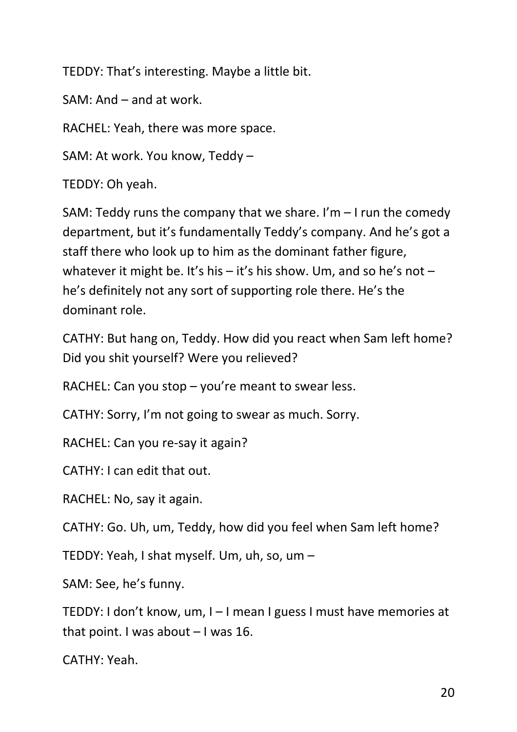TEDDY: That's interesting. Maybe a little bit.

SAM: And – and at work.

RACHEL: Yeah, there was more space.

SAM: At work. You know, Teddy –

TEDDY: Oh yeah.

SAM: Teddy runs the company that we share. I'm – I run the comedy department, but it's fundamentally Teddy's company. And he's got a staff there who look up to him as the dominant father figure, whatever it might be. It's his – it's his show. Um, and so he's not – he's definitely not any sort of supporting role there. He's the dominant role.

CATHY: But hang on, Teddy. How did you react when Sam left home? Did you shit yourself? Were you relieved?

RACHEL: Can you stop – you're meant to swear less.

CATHY: Sorry, I'm not going to swear as much. Sorry.

RACHEL: Can you re-say it again?

CATHY: I can edit that out.

RACHEL: No, say it again.

CATHY: Go. Uh, um, Teddy, how did you feel when Sam left home?

TEDDY: Yeah, I shat myself. Um, uh, so, um –

SAM: See, he's funny.

TEDDY: I don't know, um, I – I mean I guess I must have memories at that point. I was about – I was 16.

CATHY: Yeah.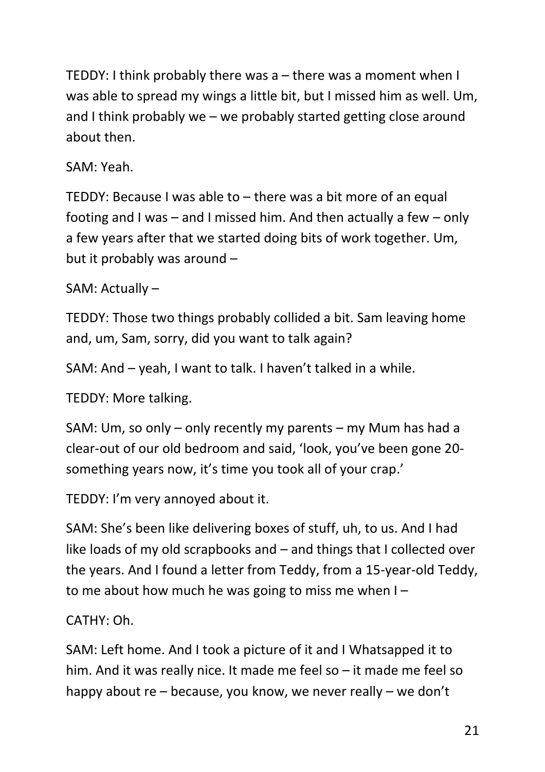TEDDY: I think probably there was a – there was a moment when I was able to spread my wings a little bit, but I missed him as well. Um, and I think probably we – we probably started getting close around about then.

SAM: Yeah.

TEDDY: Because I was able to – there was a bit more of an equal footing and I was – and I missed him. And then actually a few – only a few years after that we started doing bits of work together. Um, but it probably was around –

SAM: Actually –

TEDDY: Those two things probably collided a bit. Sam leaving home and, um, Sam, sorry, did you want to talk again?

SAM: And – yeah, I want to talk. I haven't talked in a while.

TEDDY: More talking.

SAM: Um, so only – only recently my parents – my Mum has had a clear-out of our old bedroom and said, 'look, you've been gone 20-something years now, it's time you took all of your crap.'

TEDDY: I'm very annoyed about it.

SAM: She's been like delivering boxes of stuff, uh, to us. And I had like loads of my old scrapbooks and – and things that I collected over the years. And I found a letter from Teddy, from a 15-year-old Teddy, to me about how much he was going to miss me when I –

CATHY: Oh.

SAM: Left home. And I took a picture of it and I Whatsapped it to him. And it was really nice. It made me feel so – it made me feel so happy about re – because, you know, we never really – we don't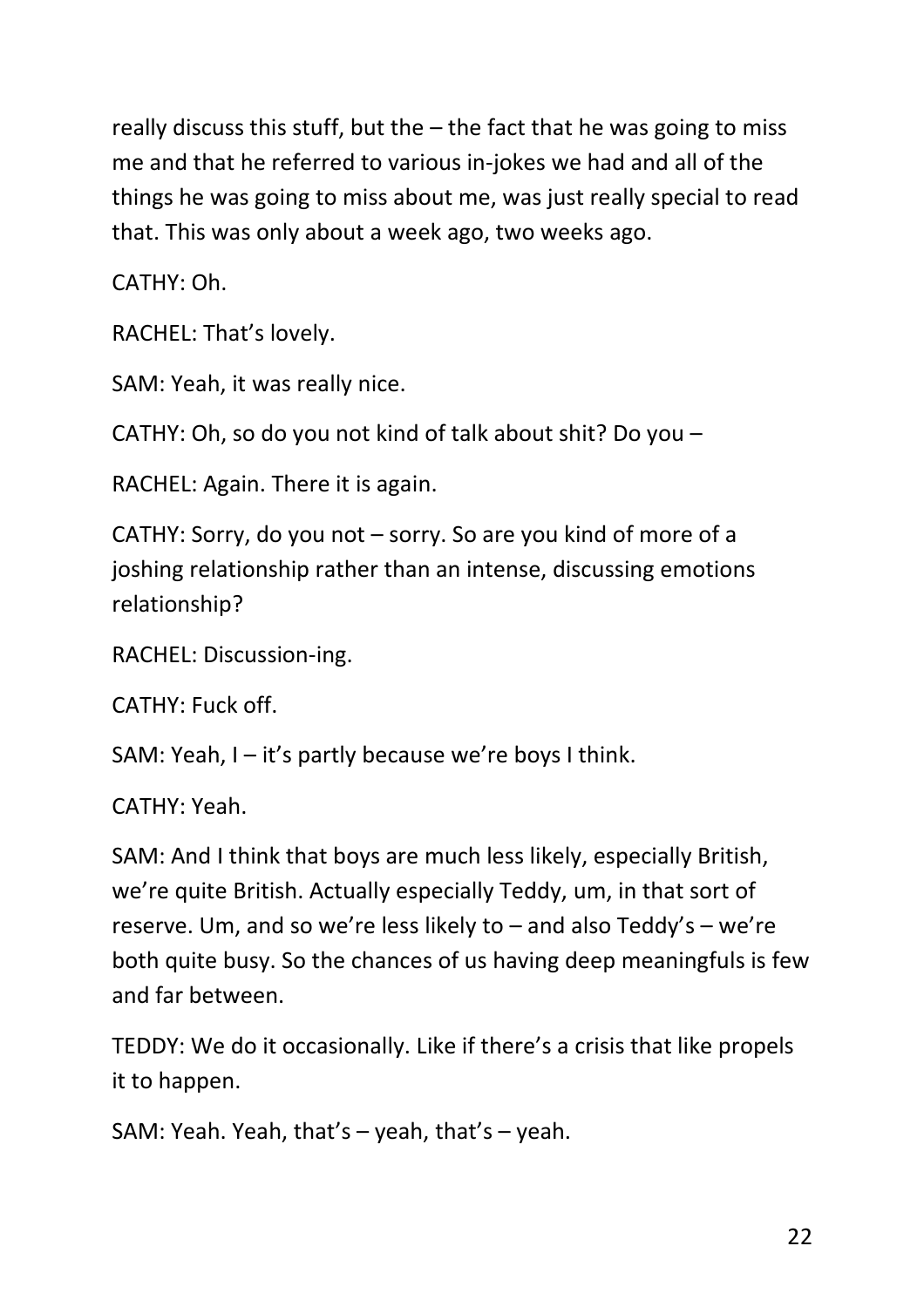really discuss this stuff, but the – the fact that he was going to miss me and that he referred to various in-jokes we had and all of the things he was going to miss about me, was just really special to read that. This was only about a week ago, two weeks ago.

CATHY: Oh.

RACHEL: That's lovely.

SAM: Yeah, it was really nice.

CATHY: Oh, so do you not kind of talk about shit? Do you –

RACHEL: Again. There it is again.

CATHY: Sorry, do you not – sorry. So are you kind of more of a joshing relationship rather than an intense, discussing emotions relationship?

RACHEL: Discussion-ing.

CATHY: Fuck off.

SAM: Yeah, I – it's partly because we're boys I think.

CATHY: Yeah.

SAM: And I think that boys are much less likely, especially British, we're quite British. Actually especially Teddy, um, in that sort of reserve. Um, and so we're less likely to – and also Teddy's – we're both quite busy. So the chances of us having deep meaningfuls is few and far between.

TEDDY: We do it occasionally. Like if there's a crisis that like propels it to happen.

SAM: Yeah. Yeah, that's – yeah, that's – yeah.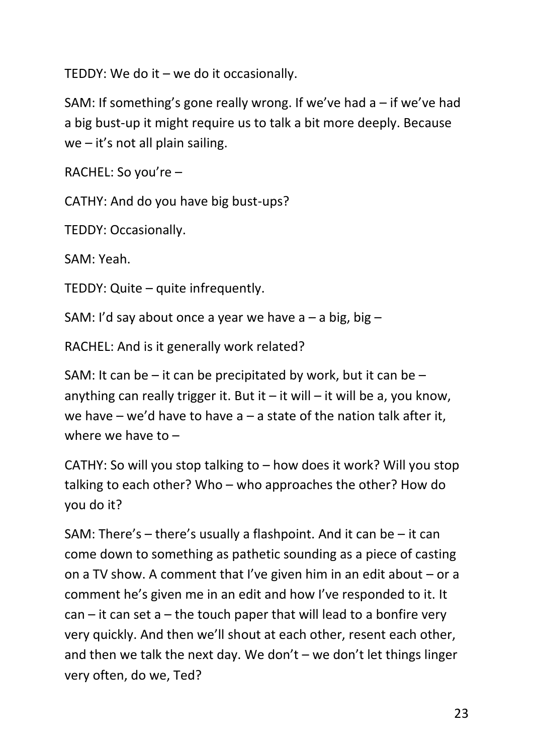TEDDY: We do it – we do it occasionally.

SAM: If something's gone really wrong. If we've had a – if we've had a big bust-up it might require us to talk a bit more deeply. Because we – it's not all plain sailing.

RACHEL: So you're –

CATHY: And do you have big bust-ups?

TEDDY: Occasionally.

SAM: Yeah.

TEDDY: Quite – quite infrequently.

SAM: I'd say about once a year we have a – a big, big –

RACHEL: And is it generally work related?

SAM: It can be – it can be precipitated by work, but it can be – anything can really trigger it. But it – it will – it will be a, you know, we have – we'd have to have a – a state of the nation talk after it, where we have to –

CATHY: So will you stop talking to – how does it work? Will you stop talking to each other? Who – who approaches the other? How do you do it?

SAM: There's – there's usually a flashpoint. And it can be – it can come down to something as pathetic sounding as a piece of casting on a TV show. A comment that I've given him in an edit about – or a comment he's given me in an edit and how I've responded to it. It can – it can set a – the touch paper that will lead to a bonfire very very quickly. And then we'll shout at each other, resent each other, and then we talk the next day. We don't – we don't let things linger very often, do we, Ted?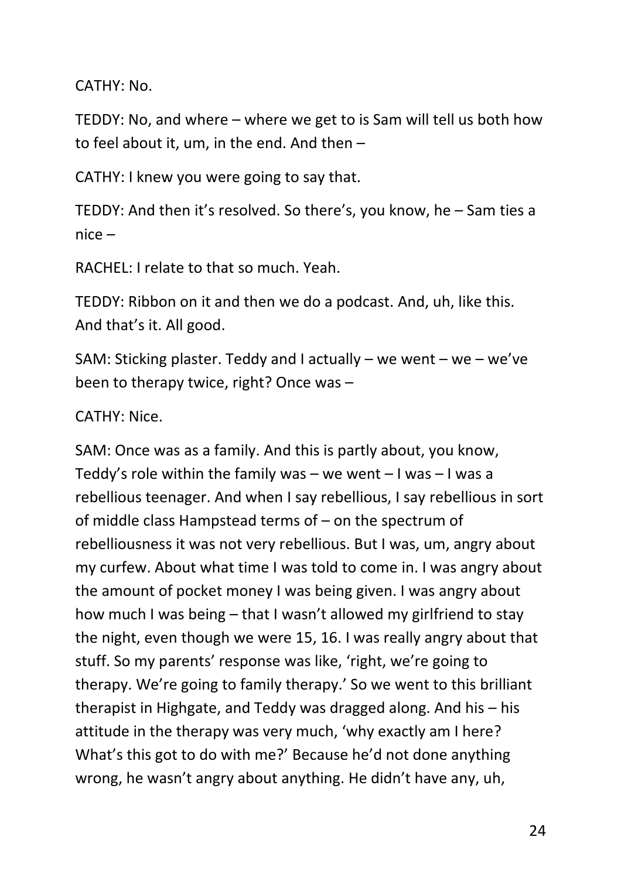CATHY: No.

TEDDY: No, and where – where we get to is Sam will tell us both how to feel about it, um, in the end. And then –

CATHY: I knew you were going to say that.

TEDDY: And then it's resolved. So there's, you know, he – Sam ties a nice –

RACHEL: I relate to that so much. Yeah.

TEDDY: Ribbon on it and then we do a podcast. And, uh, like this. And that's it. All good.

SAM: Sticking plaster. Teddy and I actually – we went – we – we've been to therapy twice, right? Once was –

CATHY: Nice.

SAM: Once was as a family. And this is partly about, you know, Teddy's role within the family was – we went – I was – I was a rebellious teenager. And when I say rebellious, I say rebellious in sort of middle class Hampstead terms of – on the spectrum of rebelliousness it was not very rebellious. But I was, um, angry about my curfew. About what time I was told to come in. I was angry about the amount of pocket money I was being given. I was angry about how much I was being – that I wasn't allowed my girlfriend to stay the night, even though we were 15, 16. I was really angry about that stuff. So my parents' response was like, 'right, we're going to therapy. We're going to family therapy.' So we went to this brilliant therapist in Highgate, and Teddy was dragged along. And his – his attitude in the therapy was very much, 'why exactly am I here? What's this got to do with me?' Because he'd not done anything wrong, he wasn't angry about anything. He didn't have any, uh,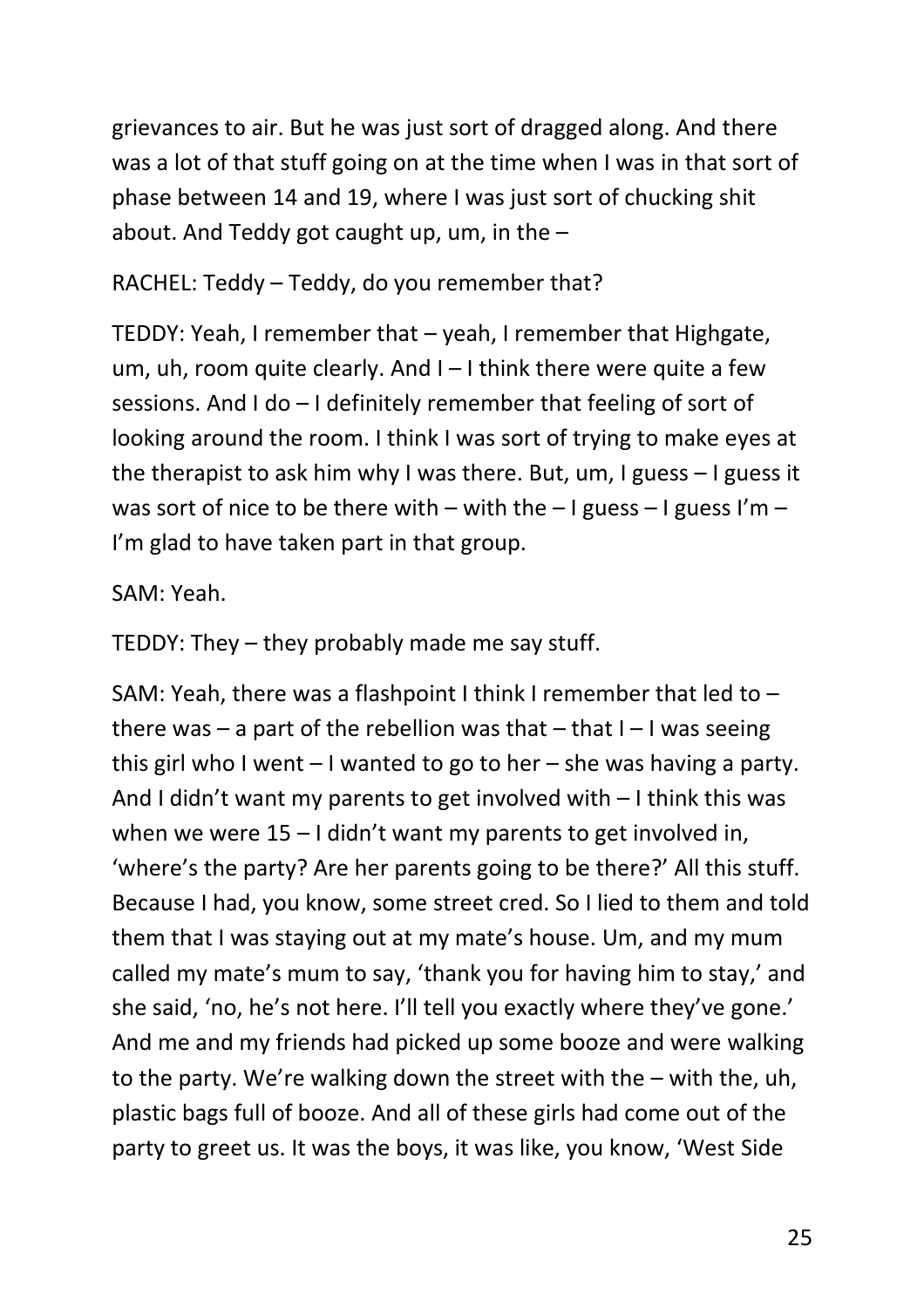grievances to air. But he was just sort of dragged along. And there was a lot of that stuff going on at the time when I was in that sort of phase between 14 and 19, where I was just sort of chucking shit about. And Teddy got caught up, um, in the –

RACHEL: Teddy – Teddy, do you remember that?

TEDDY: Yeah, I remember that – yeah, I remember that Highgate, um, uh, room quite clearly. And I – I think there were quite a few sessions. And I do – I definitely remember that feeling of sort of looking around the room. I think I was sort of trying to make eyes at the therapist to ask him why I was there. But, um, I guess – I guess it was sort of nice to be there with – with the – I guess – I guess I'm – I'm glad to have taken part in that group.

SAM: Yeah.

TEDDY: They – they probably made me say stuff.

SAM: Yeah, there was a flashpoint I think I remember that led to – there was – a part of the rebellion was that – that I – I was seeing this girl who I went – I wanted to go to her – she was having a party. And I didn't want my parents to get involved with – I think this was when we were 15 – I didn't want my parents to get involved in, 'where's the party? Are her parents going to be there?' All this stuff. Because I had, you know, some street cred. So I lied to them and told them that I was staying out at my mate's house. Um, and my mum called my mate's mum to say, 'thank you for having him to stay,' and she said, 'no, he's not here. I'll tell you exactly where they've gone.' And me and my friends had picked up some booze and were walking to the party. We're walking down the street with the – with the, uh, plastic bags full of booze. And all of these girls had come out of the party to greet us. It was the boys, it was like, you know, 'West Side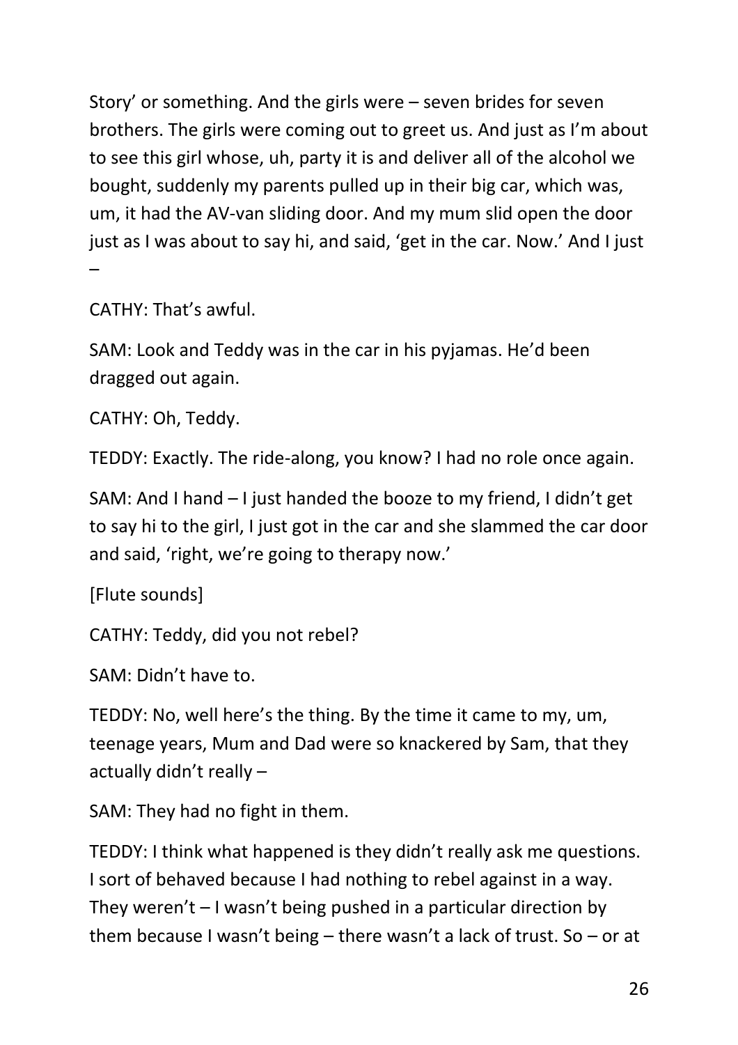Story' or something. And the girls were – seven brides for seven brothers. The girls were coming out to greet us. And just as I'm about to see this girl whose, uh, party it is and deliver all of the alcohol we bought, suddenly my parents pulled up in their big car, which was, um, it had the AV-van sliding door. And my mum slid open the door just as I was about to say hi, and said, 'get in the car. Now.' And I just –

CATHY: That's awful.

SAM: Look and Teddy was in the car in his pyjamas. He'd been dragged out again.

CATHY: Oh, Teddy.

TEDDY: Exactly. The ride-along, you know? I had no role once again.

SAM: And I hand – I just handed the booze to my friend, I didn't get to say hi to the girl, I just got in the car and she slammed the car door and said, 'right, we're going to therapy now.'

[Flute sounds]

CATHY: Teddy, did you not rebel?

SAM: Didn't have to.

TEDDY: No, well here's the thing. By the time it came to my, um, teenage years, Mum and Dad were so knackered by Sam, that they actually didn't really –

SAM: They had no fight in them.

TEDDY: I think what happened is they didn't really ask me questions. I sort of behaved because I had nothing to rebel against in a way. They weren't – I wasn't being pushed in a particular direction by them because I wasn't being – there wasn't a lack of trust. So – or at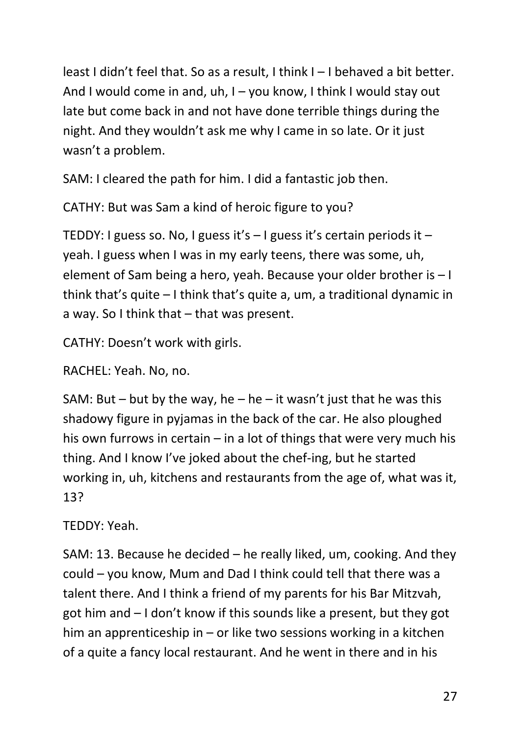least I didn't feel that. So as a result, I think I – I behaved a bit better. And I would come in and, uh, I – you know, I think I would stay out late but come back in and not have done terrible things during the night. And they wouldn't ask me why I came in so late. Or it just wasn't a problem.

SAM: I cleared the path for him. I did a fantastic job then.

CATHY: But was Sam a kind of heroic figure to you?

TEDDY: I guess so. No, I guess it's – I guess it's certain periods it – yeah. I guess when I was in my early teens, there was some, uh, element of Sam being a hero, yeah. Because your older brother is – I think that's quite – I think that's quite a, um, a traditional dynamic in a way. So I think that – that was present.

CATHY: Doesn't work with girls.

RACHEL: Yeah. No, no.

SAM: But – but by the way, he – he – it wasn't just that he was this shadowy figure in pyjamas in the back of the car. He also ploughed his own furrows in certain – in a lot of things that were very much his thing. And I know I've joked about the chef-ing, but he started working in, uh, kitchens and restaurants from the age of, what was it, 13?

TEDDY: Yeah.

SAM: 13. Because he decided – he really liked, um, cooking. And they could – you know, Mum and Dad I think could tell that there was a talent there. And I think a friend of my parents for his Bar Mitzvah, got him and – I don't know if this sounds like a present, but they got him an apprenticeship in – or like two sessions working in a kitchen of a quite a fancy local restaurant. And he went in there and in his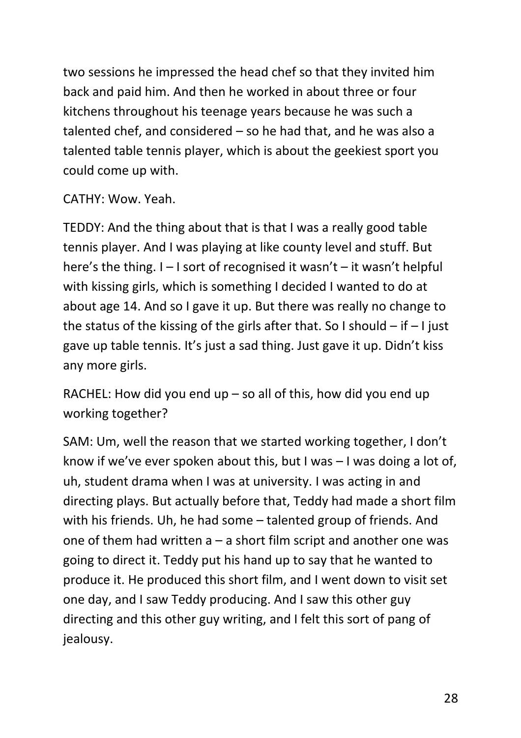two sessions he impressed the head chef so that they invited him back and paid him. And then he worked in about three or four kitchens throughout his teenage years because he was such a talented chef, and considered – so he had that, and he was also a talented table tennis player, which is about the geekiest sport you could come up with.

CATHY: Wow. Yeah.

TEDDY: And the thing about that is that I was a really good table tennis player. And I was playing at like county level and stuff. But here's the thing. I – I sort of recognised it wasn't – it wasn't helpful with kissing girls, which is something I decided I wanted to do at about age 14. And so I gave it up. But there was really no change to the status of the kissing of the girls after that. So I should – if – I just gave up table tennis. It's just a sad thing. Just gave it up. Didn't kiss any more girls.

RACHEL: How did you end up – so all of this, how did you end up working together?

SAM: Um, well the reason that we started working together, I don't know if we've ever spoken about this, but I was – I was doing a lot of, uh, student drama when I was at university. I was acting in and directing plays. But actually before that, Teddy had made a short film with his friends. Uh, he had some – talented group of friends. And one of them had written a – a short film script and another one was going to direct it. Teddy put his hand up to say that he wanted to produce it. He produced this short film, and I went down to visit set one day, and I saw Teddy producing. And I saw this other guy directing and this other guy writing, and I felt this sort of pang of jealousy.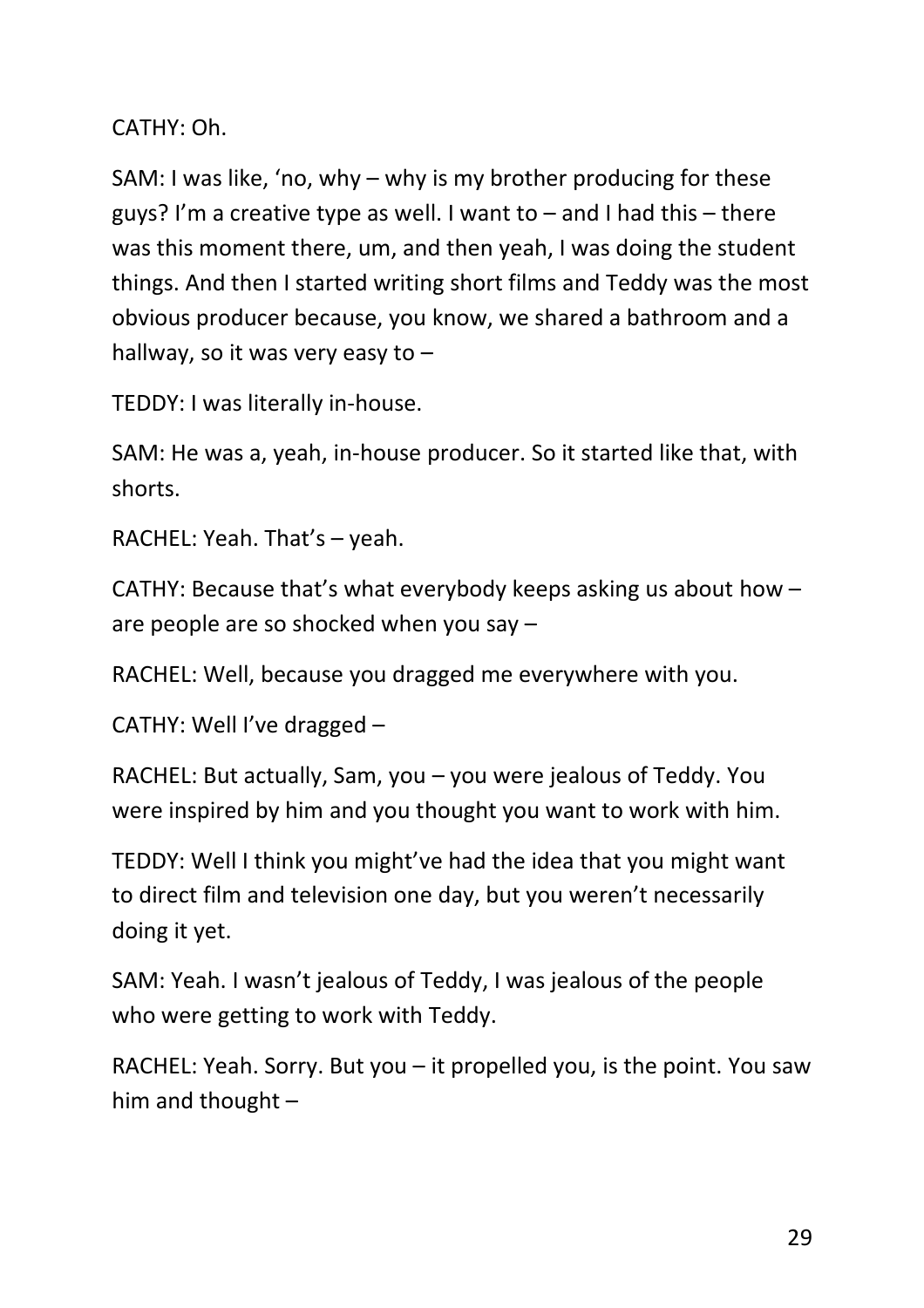CATHY: Oh.

SAM: I was like, 'no, why – why is my brother producing for these guys? I'm a creative type as well. I want to – and I had this – there was this moment there, um, and then yeah, I was doing the student things. And then I started writing short films and Teddy was the most obvious producer because, you know, we shared a bathroom and a hallway, so it was very easy to –

TEDDY: I was literally in-house.

SAM: He was a, yeah, in-house producer. So it started like that, with shorts.

RACHEL: Yeah. That's – yeah.

CATHY: Because that's what everybody keeps asking us about how – are people are so shocked when you say –

RACHEL: Well, because you dragged me everywhere with you.

CATHY: Well I've dragged –

RACHEL: But actually, Sam, you – you were jealous of Teddy. You were inspired by him and you thought you want to work with him.

TEDDY: Well I think you might've had the idea that you might want to direct film and television one day, but you weren't necessarily doing it yet.

SAM: Yeah. I wasn't jealous of Teddy, I was jealous of the people who were getting to work with Teddy.

RACHEL: Yeah. Sorry. But you – it propelled you, is the point. You saw him and thought –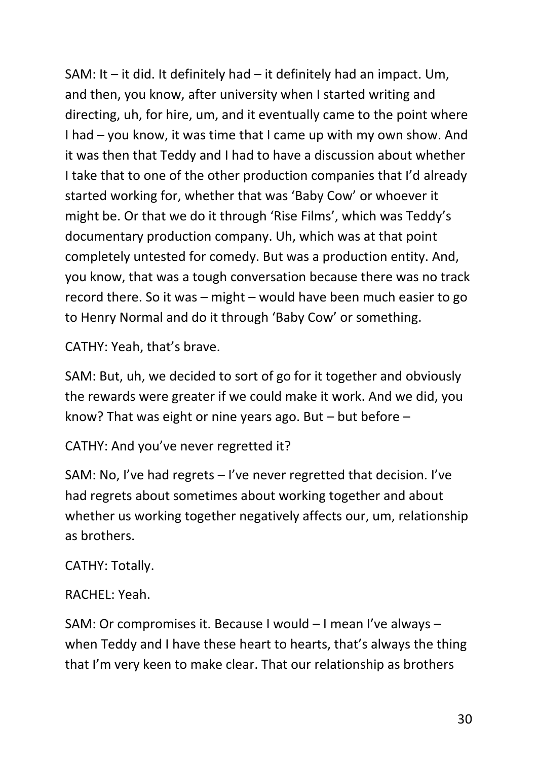SAM: It – it did. It definitely had – it definitely had an impact. Um, and then, you know, after university when I started writing and directing, uh, for hire, um, and it eventually came to the point where I had – you know, it was time that I came up with my own show. And it was then that Teddy and I had to have a discussion about whether I take that to one of the other production companies that I'd already started working for, whether that was 'Baby Cow' or whoever it might be. Or that we do it through 'Rise Films', which was Teddy's documentary production company. Uh, which was at that point completely untested for comedy. But was a production entity. And, you know, that was a tough conversation because there was no track record there. So it was – might – would have been much easier to go to Henry Normal and do it through 'Baby Cow' or something.

CATHY: Yeah, that's brave.

SAM: But, uh, we decided to sort of go for it together and obviously the rewards were greater if we could make it work. And we did, you know? That was eight or nine years ago. But – but before –

CATHY: And you've never regretted it?

SAM: No, I've had regrets – I've never regretted that decision. I've had regrets about sometimes about working together and about whether us working together negatively affects our, um, relationship as brothers.

CATHY: Totally.

RACHEL: Yeah.

SAM: Or compromises it. Because I would – I mean I've always – when Teddy and I have these heart to hearts, that's always the thing that I'm very keen to make clear. That our relationship as brothers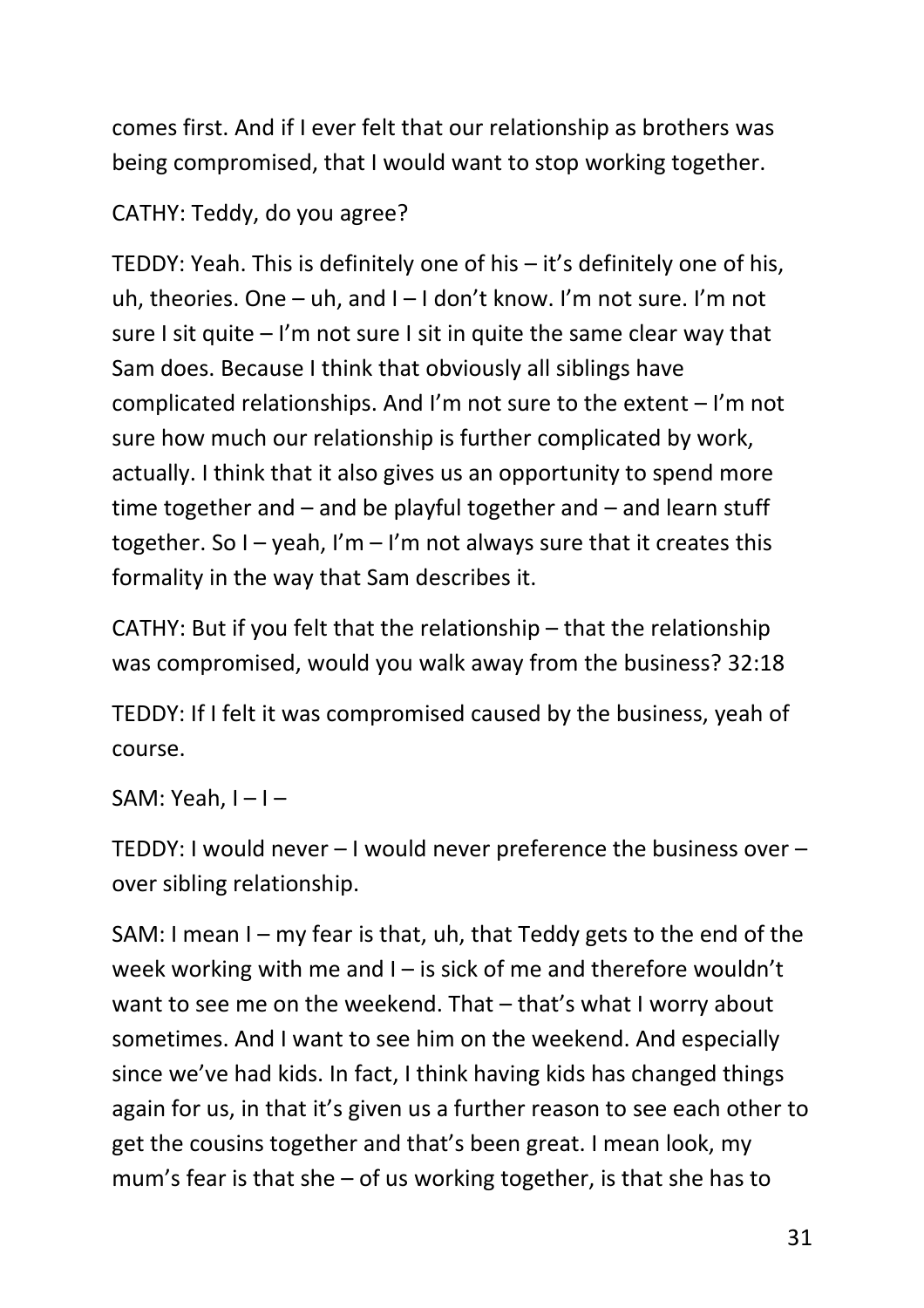comes first. And if I ever felt that our relationship as brothers was being compromised, that I would want to stop working together.

CATHY: Teddy, do you agree?

TEDDY: Yeah. This is definitely one of his – it's definitely one of his, uh, theories. One – uh, and I – I don't know. I'm not sure. I'm not sure I sit quite – I'm not sure I sit in quite the same clear way that Sam does. Because I think that obviously all siblings have complicated relationships. And I'm not sure to the extent – I'm not sure how much our relationship is further complicated by work, actually. I think that it also gives us an opportunity to spend more time together and – and be playful together and – and learn stuff together. So I – yeah, I'm – I'm not always sure that it creates this formality in the way that Sam describes it.

CATHY: But if you felt that the relationship – that the relationship was compromised, would you walk away from the business? 32:18

TEDDY: If I felt it was compromised caused by the business, yeah of course.

SAM: Yeah, I – I –

TEDDY: I would never – I would never preference the business over – over sibling relationship.

SAM: I mean I – my fear is that, uh, that Teddy gets to the end of the week working with me and I – is sick of me and therefore wouldn't want to see me on the weekend. That – that's what I worry about sometimes. And I want to see him on the weekend. And especially since we've had kids. In fact, I think having kids has changed things again for us, in that it's given us a further reason to see each other to get the cousins together and that's been great. I mean look, my mum's fear is that she – of us working together, is that she has to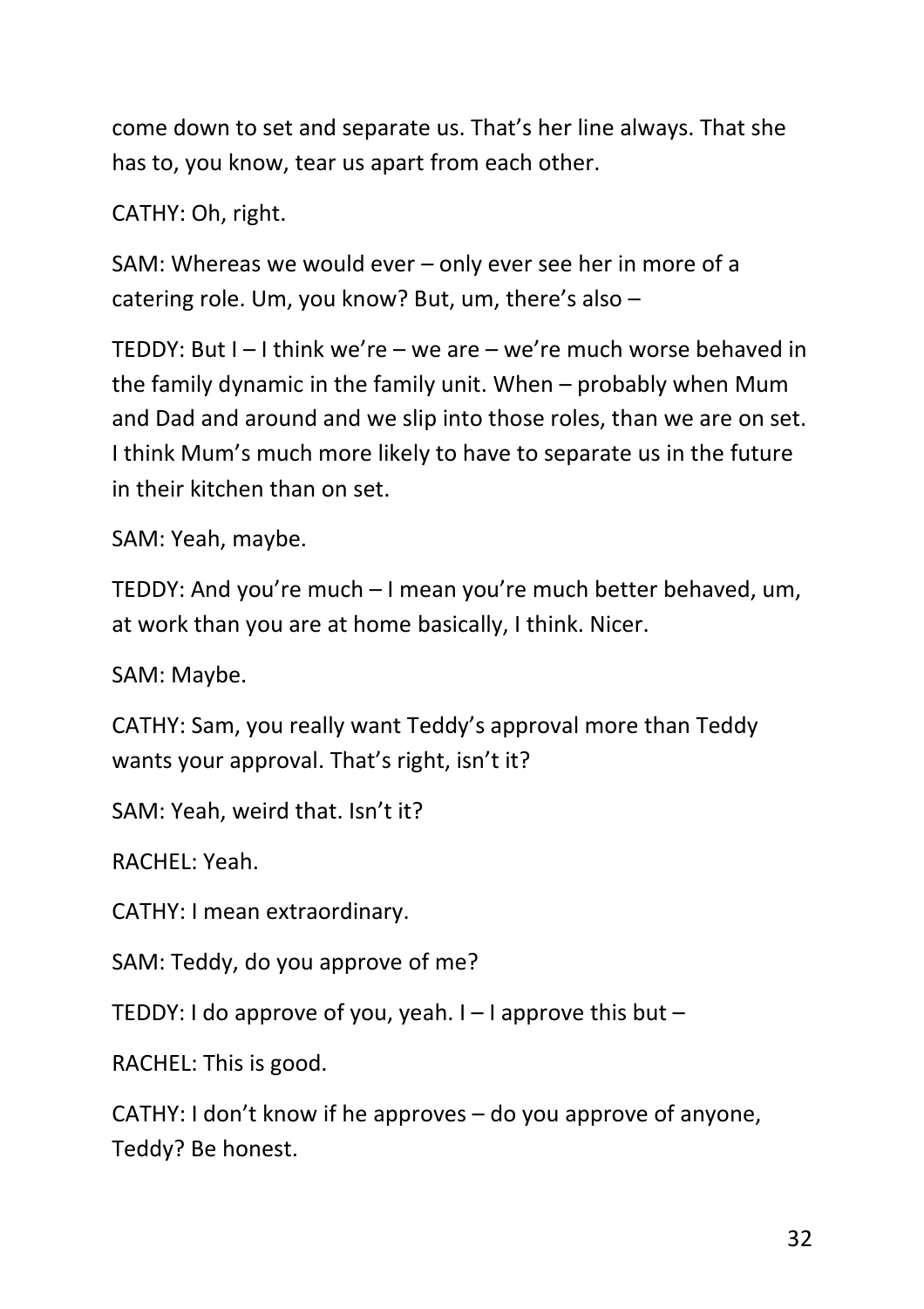come down to set and separate us. That's her line always. That she has to, you know, tear us apart from each other.

CATHY: Oh, right.

SAM: Whereas we would ever – only ever see her in more of a catering role. Um, you know? But, um, there's also –

TEDDY: But I – I think we're – we are – we're much worse behaved in the family dynamic in the family unit. When – probably when Mum and Dad and around and we slip into those roles, than we are on set. I think Mum's much more likely to have to separate us in the future in their kitchen than on set.

SAM: Yeah, maybe.

TEDDY: And you're much – I mean you're much better behaved, um, at work than you are at home basically, I think. Nicer.

SAM: Maybe.

CATHY: Sam, you really want Teddy's approval more than Teddy wants your approval. That's right, isn't it?

SAM: Yeah, weird that. Isn't it?

RACHEL: Yeah.

CATHY: I mean extraordinary.

SAM: Teddy, do you approve of me?

TEDDY: I do approve of you, yeah. I – I approve this but –

RACHEL: This is good.

CATHY: I don't know if he approves – do you approve of anyone, Teddy? Be honest.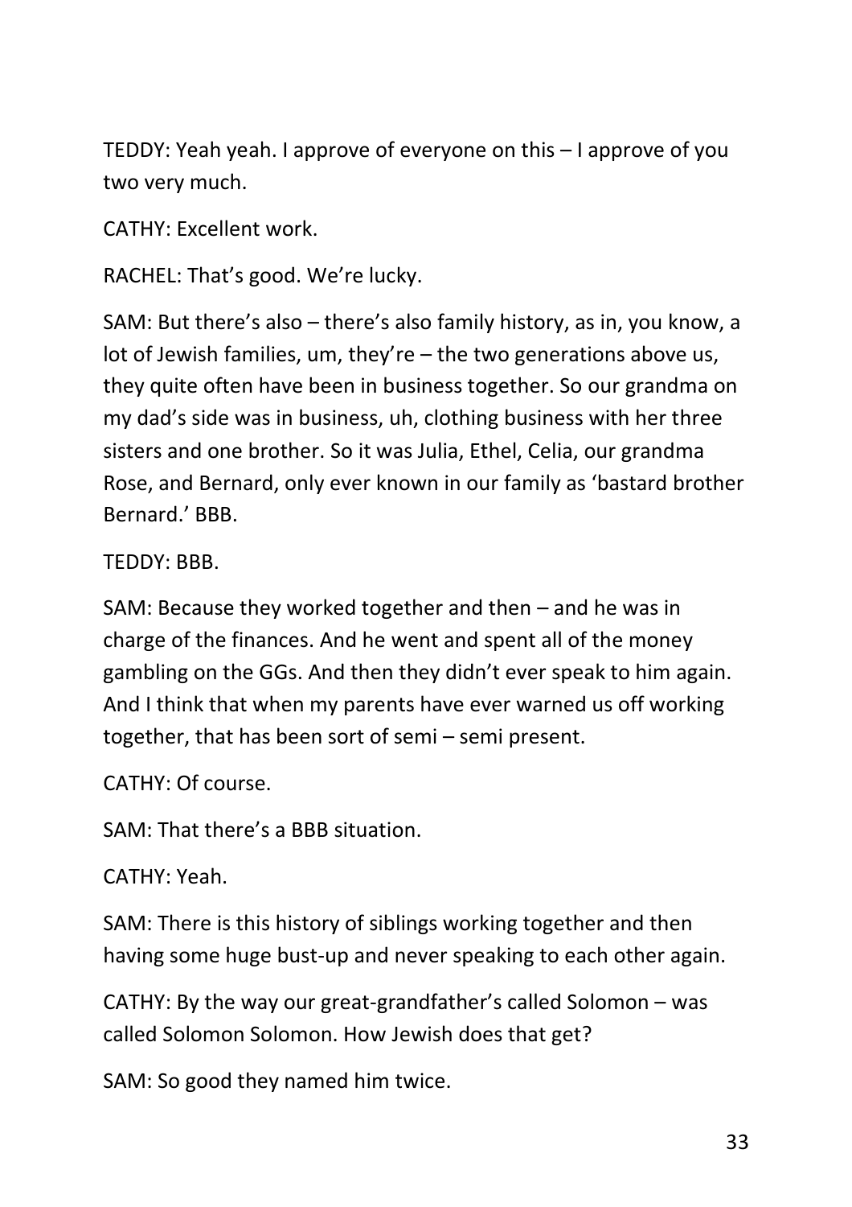TEDDY: Yeah yeah. I approve of everyone on this – I approve of you two very much.

CATHY: Excellent work.

RACHEL: That's good. We're lucky.

SAM: But there's also – there's also family history, as in, you know, a lot of Jewish families, um, they're – the two generations above us, they quite often have been in business together. So our grandma on my dad's side was in business, uh, clothing business with her three sisters and one brother. So it was Julia, Ethel, Celia, our grandma Rose, and Bernard, only ever known in our family as 'bastard brother Bernard.' BBB.

TEDDY: BBB.

SAM: Because they worked together and then – and he was in charge of the finances. And he went and spent all of the money gambling on the GGs. And then they didn't ever speak to him again. And I think that when my parents have ever warned us off working together, that has been sort of semi – semi present.

CATHY: Of course.

SAM: That there's a BBB situation.

CATHY: Yeah.

SAM: There is this history of siblings working together and then having some huge bust-up and never speaking to each other again.

CATHY: By the way our great-grandfather's called Solomon – was called Solomon Solomon. How Jewish does that get?

SAM: So good they named him twice.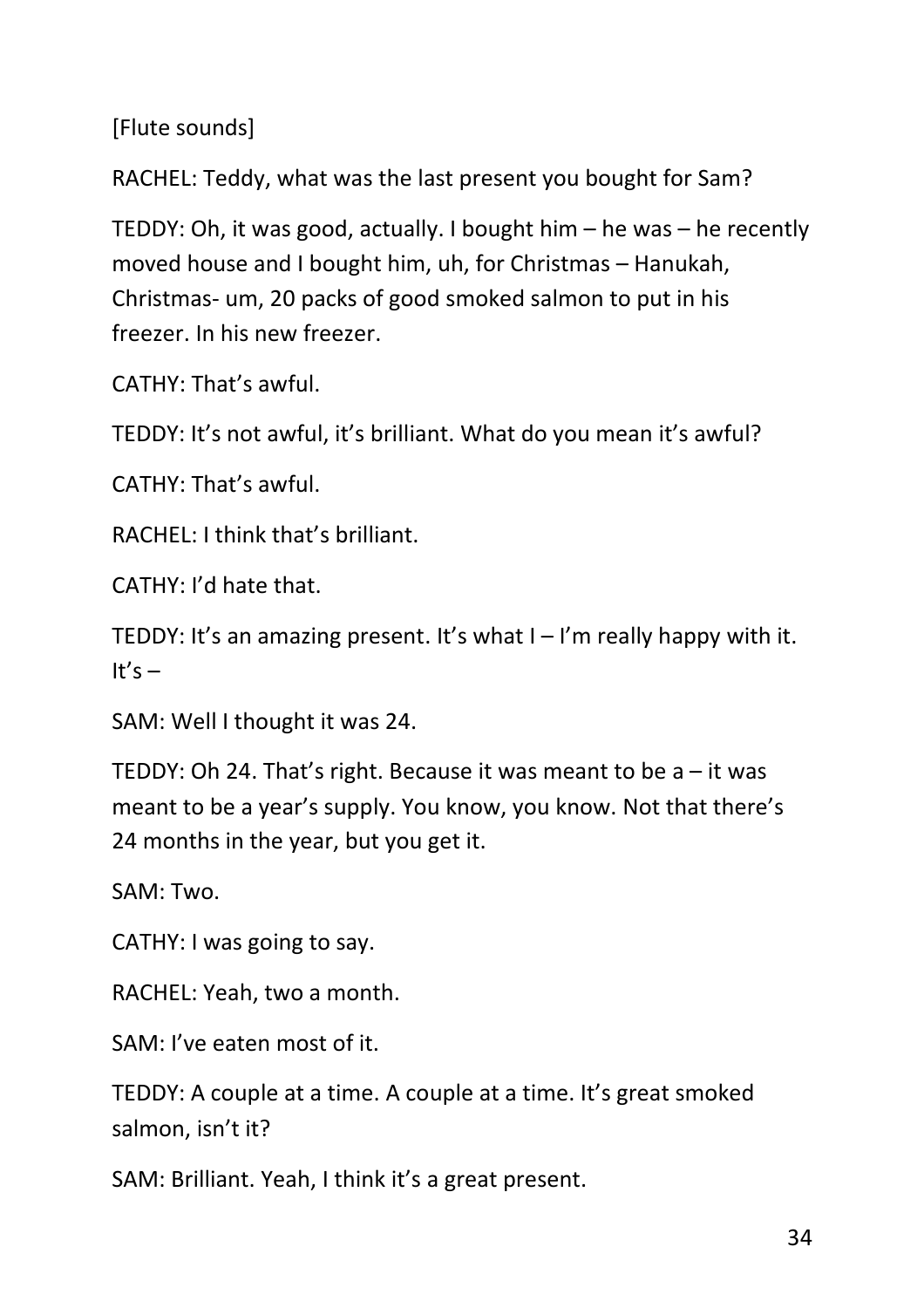[Flute sounds]

RACHEL: Teddy, what was the last present you bought for Sam?

TEDDY: Oh, it was good, actually. I bought him – he was – he recently moved house and I bought him, uh, for Christmas – Hanukah, Christmas- um, 20 packs of good smoked salmon to put in his freezer. In his new freezer.

CATHY: That's awful.

TEDDY: It's not awful, it's brilliant. What do you mean it's awful?

CATHY: That's awful.

RACHEL: I think that's brilliant.

CATHY: I'd hate that.

TEDDY: It's an amazing present. It's what I – I'm really happy with it. It's –

SAM: Well I thought it was 24.

TEDDY: Oh 24. That's right. Because it was meant to be a – it was meant to be a year's supply. You know, you know. Not that there's 24 months in the year, but you get it.

SAM: Two.

CATHY: I was going to say.

RACHEL: Yeah, two a month.

SAM: I've eaten most of it.

TEDDY: A couple at a time. A couple at a time. It's great smoked salmon, isn't it?

SAM: Brilliant. Yeah, I think it's a great present.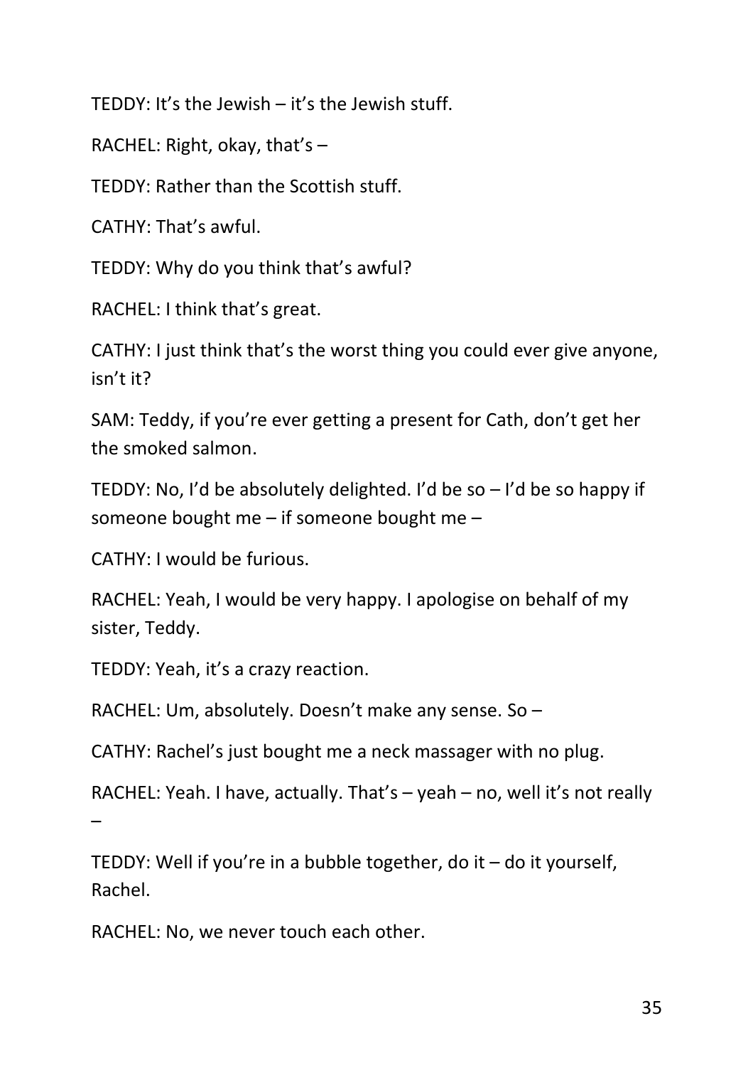TEDDY: It's the Jewish – it's the Jewish stuff.

RACHEL: Right, okay, that's –

TEDDY: Rather than the Scottish stuff.

CATHY: That's awful.

TEDDY: Why do you think that's awful?

RACHEL: I think that's great.

CATHY: I just think that's the worst thing you could ever give anyone, isn't it?

SAM: Teddy, if you're ever getting a present for Cath, don't get her the smoked salmon.

TEDDY: No, I'd be absolutely delighted. I'd be so – I'd be so happy if someone bought me – if someone bought me –

CATHY: I would be furious.

RACHEL: Yeah, I would be very happy. I apologise on behalf of my sister, Teddy.

TEDDY: Yeah, it's a crazy reaction.

RACHEL: Um, absolutely. Doesn't make any sense. So –

CATHY: Rachel's just bought me a neck massager with no plug.

RACHEL: Yeah. I have, actually. That's – yeah – no, well it's not really –

TEDDY: Well if you're in a bubble together, do it – do it yourself, Rachel.

RACHEL: No, we never touch each other.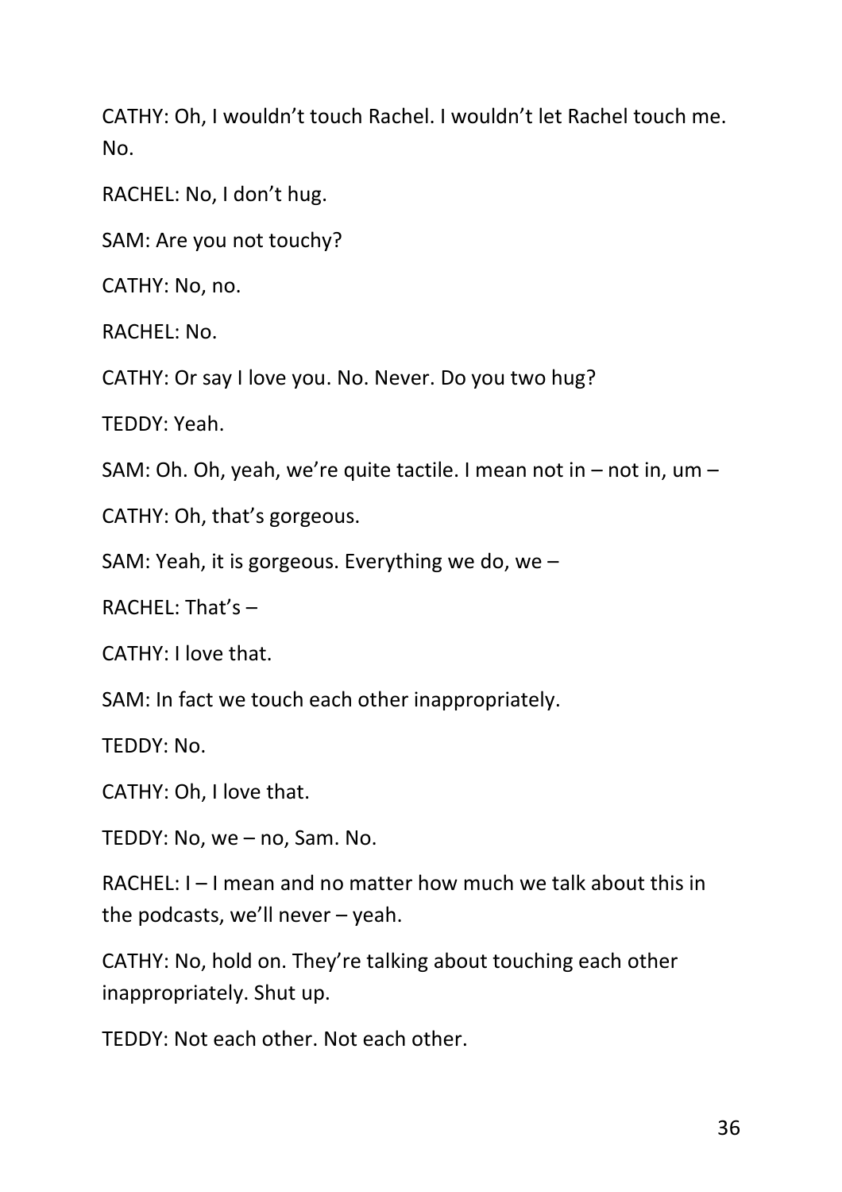CATHY: Oh, I wouldn’t touch Rachel. I wouldn’t let Rachel touch me. No.

RACHEL: No, I don’t hug.

SAM: Are you not touchy?

CATHY: No, no.

RACHEL: No.

CATHY: Or say I love you. No. Never. Do you two hug?

TEDDY: Yeah.

SAM: Oh. Oh, yeah, we’re quite tactile. I mean not in – not in, um –

CATHY: Oh, that’s gorgeous.

SAM: Yeah, it is gorgeous. Everything we do, we –

RACHEL: That’s –

CATHY: I love that.

SAM: In fact we touch each other inappropriately.

TEDDY: No.

CATHY: Oh, I love that.

TEDDY: No, we – no, Sam. No.

RACHEL: I – I mean and no matter how much we talk about this in the podcasts, we’ll never – yeah.

CATHY: No, hold on. They’re talking about touching each other inappropriately. Shut up.

TEDDY: Not each other. Not each other.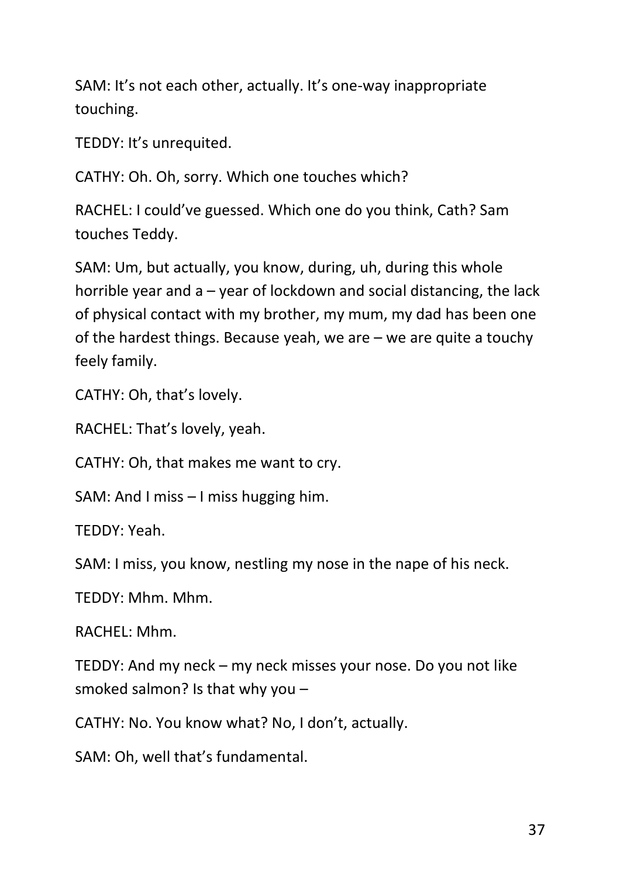SAM: It's not each other, actually. It's one-way inappropriate touching.

TEDDY: It's unrequited.

CATHY: Oh. Oh, sorry. Which one touches which?

RACHEL: I could've guessed. Which one do you think, Cath? Sam touches Teddy.

SAM: Um, but actually, you know, during, uh, during this whole horrible year and a – year of lockdown and social distancing, the lack of physical contact with my brother, my mum, my dad has been one of the hardest things. Because yeah, we are – we are quite a touchy feely family.

CATHY: Oh, that's lovely.

RACHEL: That's lovely, yeah.

CATHY: Oh, that makes me want to cry.

SAM: And I miss – I miss hugging him.

TEDDY: Yeah.

SAM: I miss, you know, nestling my nose in the nape of his neck.

TEDDY: Mhm. Mhm.

RACHEL: Mhm.

TEDDY: And my neck – my neck misses your nose. Do you not like smoked salmon? Is that why you –

CATHY: No. You know what? No, I don't, actually.

SAM: Oh, well that's fundamental.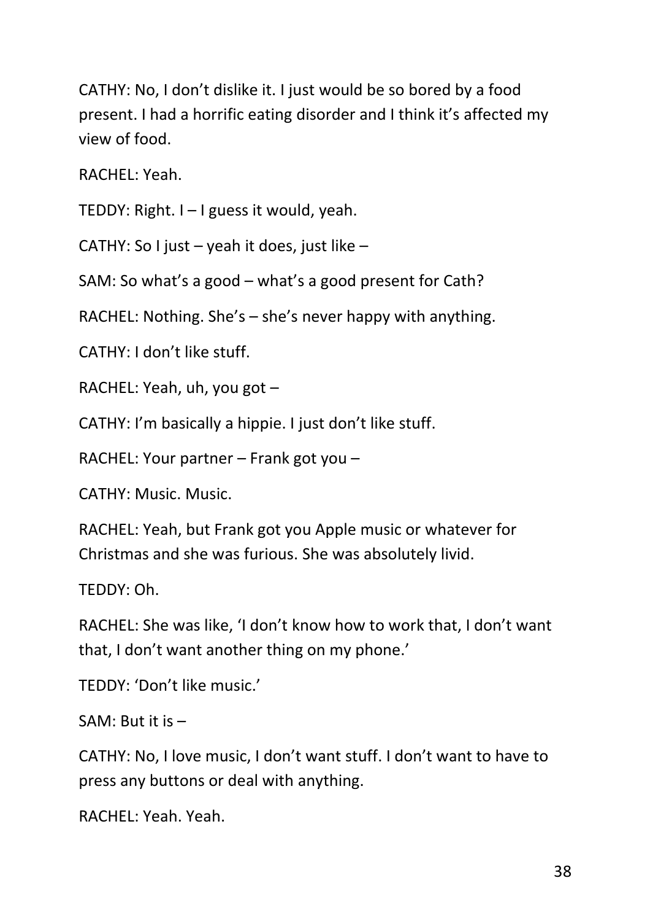CATHY: No, I don't dislike it. I just would be so bored by a food present. I had a horrific eating disorder and I think it's affected my view of food.

RACHEL: Yeah.

TEDDY: Right. I – I guess it would, yeah.

CATHY: So I just – yeah it does, just like –

SAM: So what's a good – what's a good present for Cath?

RACHEL: Nothing. She's – she's never happy with anything.

CATHY: I don't like stuff.

RACHEL: Yeah, uh, you got –

CATHY: I'm basically a hippie. I just don't like stuff.

RACHEL: Your partner – Frank got you –

CATHY: Music. Music.

RACHEL: Yeah, but Frank got you Apple music or whatever for Christmas and she was furious. She was absolutely livid.

TEDDY: Oh.

RACHEL: She was like, 'I don't know how to work that, I don't want that, I don't want another thing on my phone.'

TEDDY: 'Don't like music.'

SAM: But it is –

CATHY: No, I love music, I don't want stuff. I don't want to have to press any buttons or deal with anything.

RACHEL: Yeah. Yeah.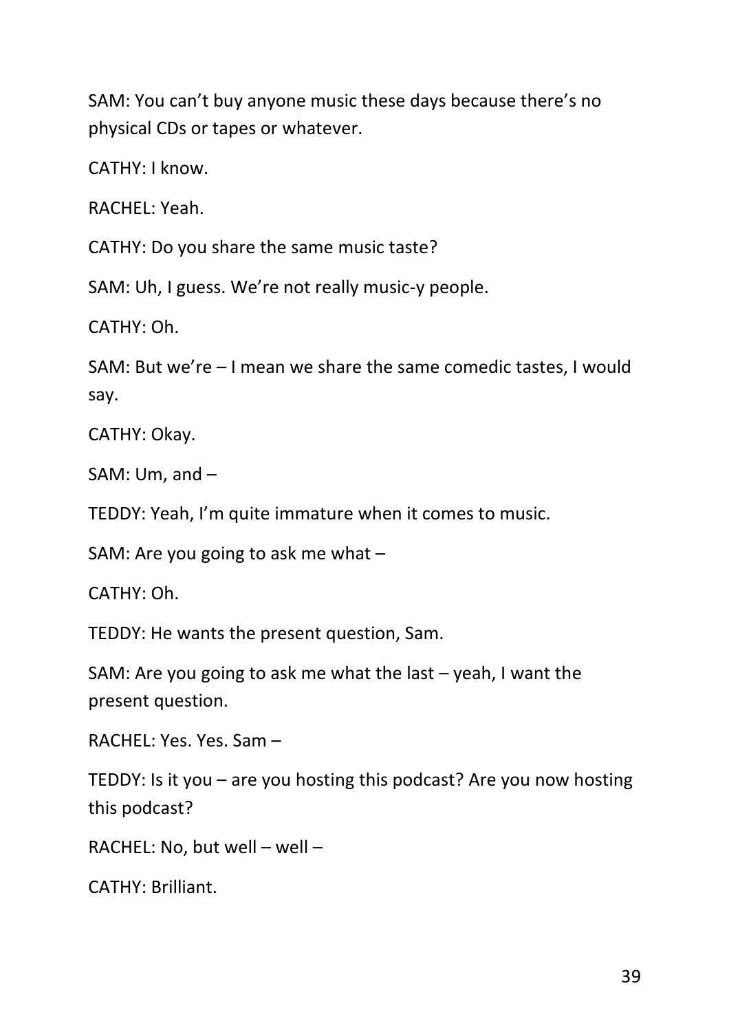SAM: You can't buy anyone music these days because there's no physical CDs or tapes or whatever.

CATHY: I know.

RACHEL: Yeah.

CATHY: Do you share the same music taste?

SAM: Uh, I guess. We're not really music-y people.

CATHY: Oh.

SAM: But we're – I mean we share the same comedic tastes, I would say.

CATHY: Okay.

SAM: Um, and –

TEDDY: Yeah, I'm quite immature when it comes to music.

SAM: Are you going to ask me what –

CATHY: Oh.

TEDDY: He wants the present question, Sam.

SAM: Are you going to ask me what the last – yeah, I want the present question.

RACHEL: Yes. Yes. Sam –

TEDDY: Is it you – are you hosting this podcast? Are you now hosting this podcast?

RACHEL: No, but well – well –

CATHY: Brilliant.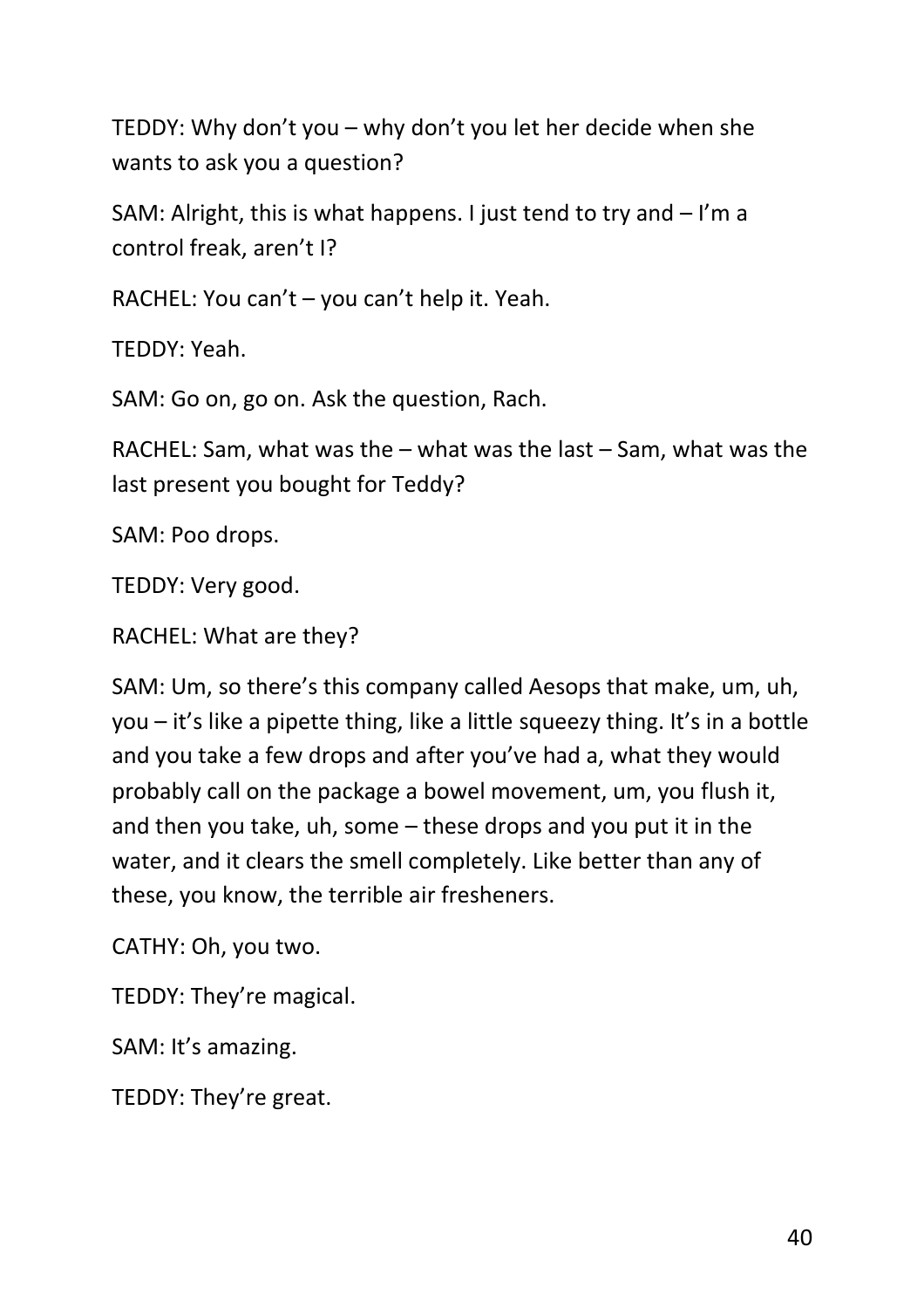TEDDY: Why don't you – why don't you let her decide when she wants to ask you a question?

SAM: Alright, this is what happens. I just tend to try and – I'm a control freak, aren't I?

RACHEL: You can't – you can't help it. Yeah.

TEDDY: Yeah.

SAM: Go on, go on. Ask the question, Rach.

RACHEL: Sam, what was the – what was the last – Sam, what was the last present you bought for Teddy?

SAM: Poo drops.

TEDDY: Very good.

RACHEL: What are they?

SAM: Um, so there's this company called Aesops that make, um, uh, you – it's like a pipette thing, like a little squeezy thing. It's in a bottle and you take a few drops and after you've had a, what they would probably call on the package a bowel movement, um, you flush it, and then you take, uh, some – these drops and you put it in the water, and it clears the smell completely. Like better than any of these, you know, the terrible air fresheners.

CATHY: Oh, you two.

TEDDY: They're magical.

SAM: It's amazing.

TEDDY: They're great.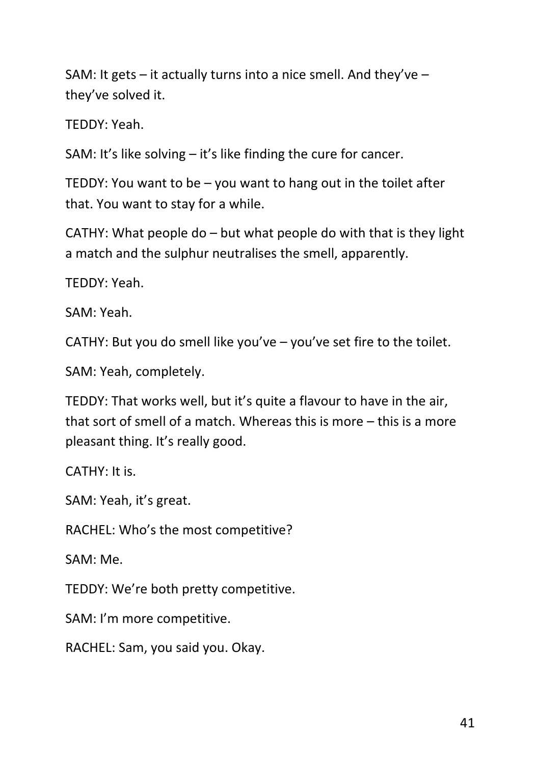SAM: It gets – it actually turns into a nice smell. And they've – they've solved it.

TEDDY: Yeah.

SAM: It's like solving – it's like finding the cure for cancer.

TEDDY: You want to be – you want to hang out in the toilet after that. You want to stay for a while.

CATHY: What people do – but what people do with that is they light a match and the sulphur neutralises the smell, apparently.

TEDDY: Yeah.

SAM: Yeah.

CATHY: But you do smell like you've – you've set fire to the toilet.

SAM: Yeah, completely.

TEDDY: That works well, but it's quite a flavour to have in the air, that sort of smell of a match. Whereas this is more – this is a more pleasant thing. It's really good.

CATHY: It is.

SAM: Yeah, it's great.

RACHEL: Who's the most competitive?

SAM: Me.

TEDDY: We're both pretty competitive.

SAM: I'm more competitive.

RACHEL: Sam, you said you. Okay.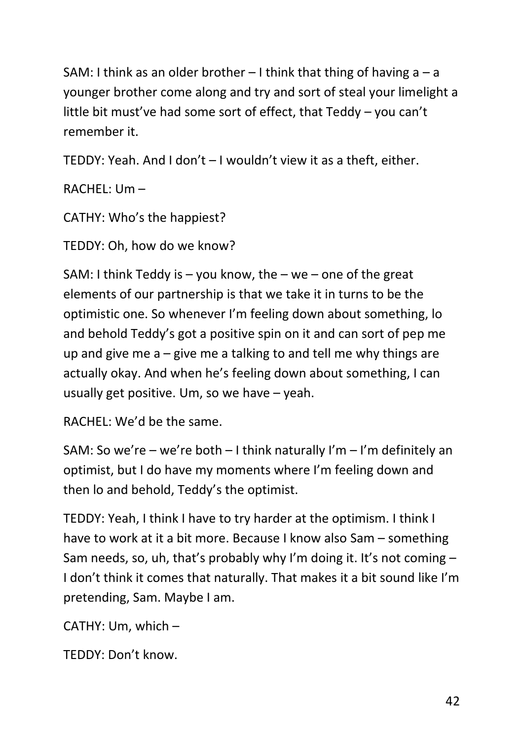SAM: I think as an older brother – I think that thing of having a – a younger brother come along and try and sort of steal your limelight a little bit must've had some sort of effect, that Teddy – you can't remember it.

TEDDY: Yeah. And I don't – I wouldn't view it as a theft, either.

RACHEL: Um –

CATHY: Who's the happiest?

TEDDY: Oh, how do we know?

SAM: I think Teddy is – you know, the – we – one of the great elements of our partnership is that we take it in turns to be the optimistic one. So whenever I'm feeling down about something, lo and behold Teddy's got a positive spin on it and can sort of pep me up and give me a – give me a talking to and tell me why things are actually okay. And when he's feeling down about something, I can usually get positive. Um, so we have – yeah.

RACHEL: We'd be the same.

SAM: So we're – we're both – I think naturally I'm – I'm definitely an optimist, but I do have my moments where I'm feeling down and then lo and behold, Teddy's the optimist.

TEDDY: Yeah, I think I have to try harder at the optimism. I think I have to work at it a bit more. Because I know also Sam – something Sam needs, so, uh, that's probably why I'm doing it. It's not coming – I don't think it comes that naturally. That makes it a bit sound like I'm pretending, Sam. Maybe I am.

CATHY: Um, which –

TEDDY: Don't know.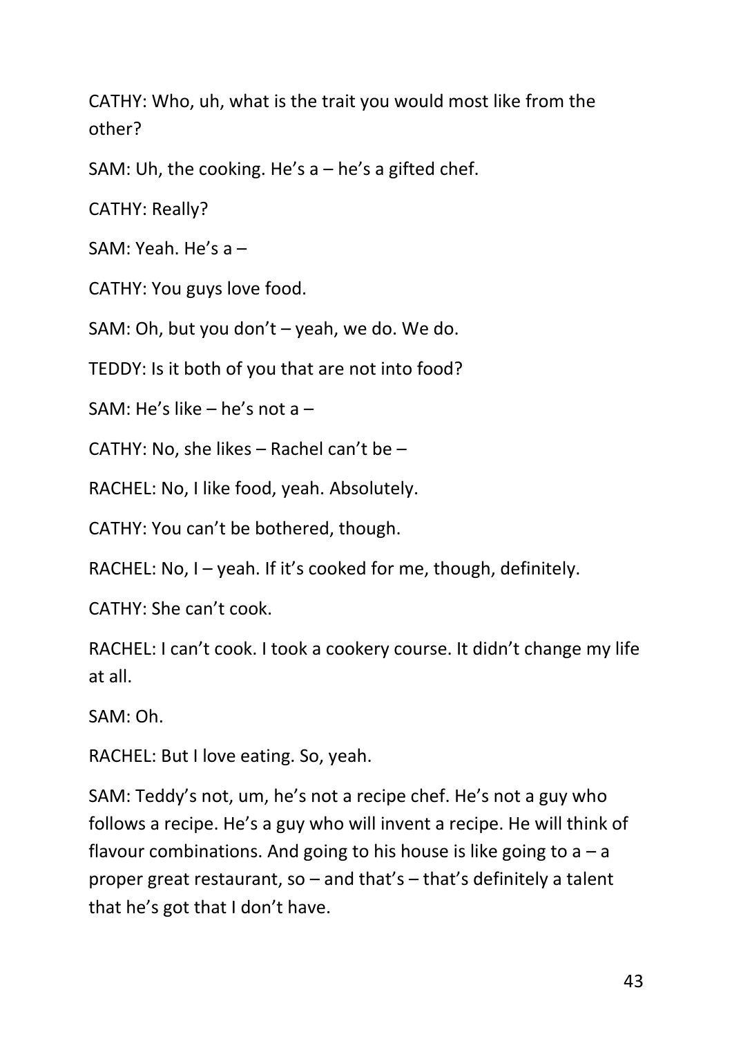CATHY: Who, uh, what is the trait you would most like from the other?

SAM: Uh, the cooking. He's a – he's a gifted chef.

CATHY: Really?

SAM: Yeah. He's a –

CATHY: You guys love food.

SAM: Oh, but you don't – yeah, we do. We do.

TEDDY: Is it both of you that are not into food?

SAM: He's like – he's not a –

CATHY: No, she likes – Rachel can't be –

RACHEL: No, I like food, yeah. Absolutely.

CATHY: You can't be bothered, though.

RACHEL: No, I – yeah. If it's cooked for me, though, definitely.

CATHY: She can't cook.

RACHEL: I can't cook. I took a cookery course. It didn't change my life at all.

SAM: Oh.

RACHEL: But I love eating. So, yeah.

SAM: Teddy's not, um, he's not a recipe chef. He's not a guy who follows a recipe. He's a guy who will invent a recipe. He will think of flavour combinations. And going to his house is like going to a – a proper great restaurant, so – and that's – that's definitely a talent that he's got that I don't have.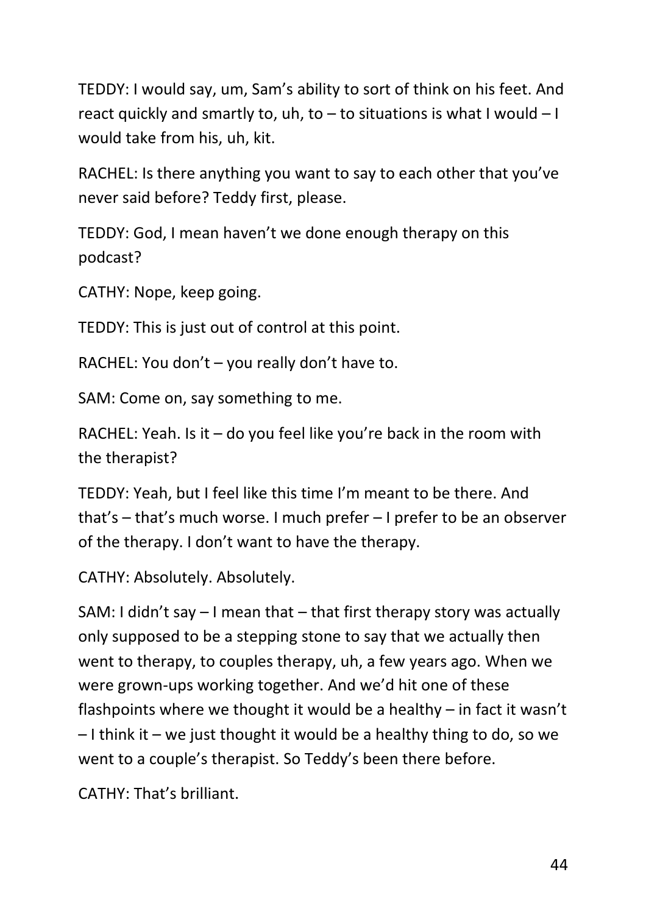TEDDY: I would say, um, Sam's ability to sort of think on his feet. And react quickly and smartly to, uh, to – to situations is what I would – I would take from his, uh, kit.

RACHEL: Is there anything you want to say to each other that you've never said before? Teddy first, please.

TEDDY: God, I mean haven't we done enough therapy on this podcast?

CATHY: Nope, keep going.

TEDDY: This is just out of control at this point.

RACHEL: You don't – you really don't have to.

SAM: Come on, say something to me.

RACHEL: Yeah. Is it – do you feel like you're back in the room with the therapist?

TEDDY: Yeah, but I feel like this time I'm meant to be there. And that's – that's much worse. I much prefer – I prefer to be an observer of the therapy. I don't want to have the therapy.

CATHY: Absolutely. Absolutely.

SAM: I didn't say – I mean that – that first therapy story was actually only supposed to be a stepping stone to say that we actually then went to therapy, to couples therapy, uh, a few years ago. When we were grown-ups working together. And we'd hit one of these flashpoints where we thought it would be a healthy – in fact it wasn't – I think it – we just thought it would be a healthy thing to do, so we went to a couple's therapist. So Teddy's been there before.

CATHY: That's brilliant.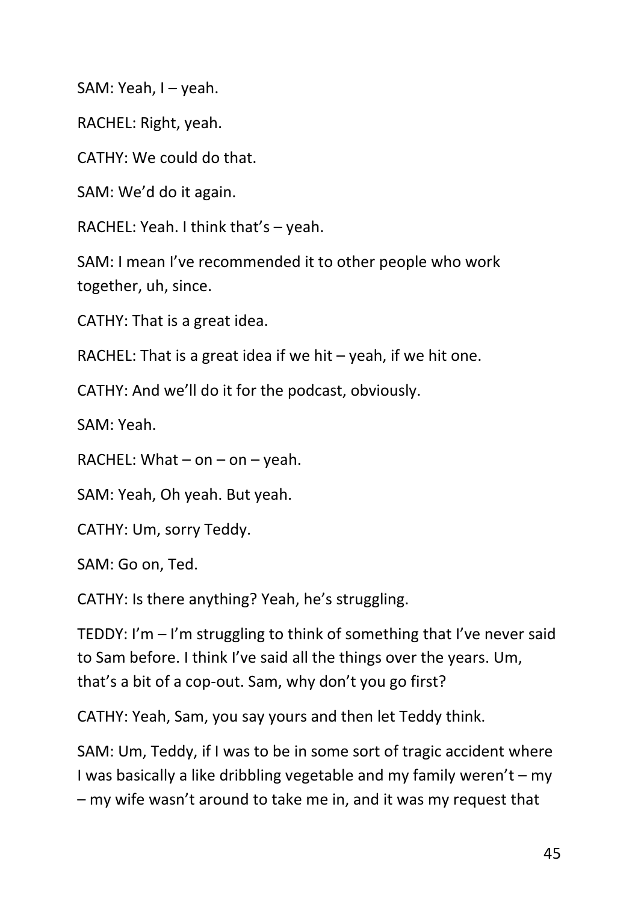SAM: Yeah, I – yeah.

RACHEL: Right, yeah.

CATHY: We could do that.

SAM: We'd do it again.

RACHEL: Yeah. I think that's – yeah.

SAM: I mean I've recommended it to other people who work together, uh, since.

CATHY: That is a great idea.

RACHEL: That is a great idea if we hit – yeah, if we hit one.

CATHY: And we'll do it for the podcast, obviously.

SAM: Yeah.

RACHEL: What – on – on – yeah.

SAM: Yeah, Oh yeah. But yeah.

CATHY: Um, sorry Teddy.

SAM: Go on, Ted.

CATHY: Is there anything? Yeah, he's struggling.

TEDDY: I'm – I'm struggling to think of something that I've never said to Sam before. I think I've said all the things over the years. Um, that's a bit of a cop-out. Sam, why don't you go first?

CATHY: Yeah, Sam, you say yours and then let Teddy think.

SAM: Um, Teddy, if I was to be in some sort of tragic accident where I was basically a like dribbling vegetable and my family weren't – my – my wife wasn't around to take me in, and it was my request that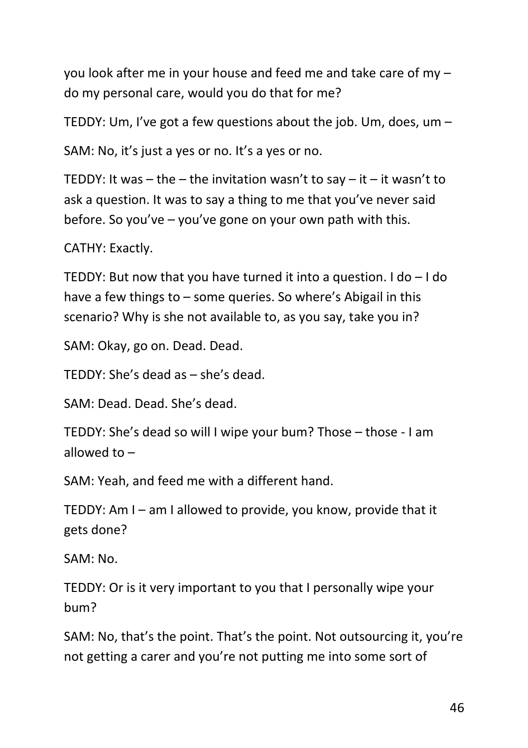you look after me in your house and feed me and take care of my – do my personal care, would you do that for me?

TEDDY: Um, I've got a few questions about the job. Um, does, um –

SAM: No, it's just a yes or no. It's a yes or no.

TEDDY: It was – the – the invitation wasn't to say – it – it wasn't to ask a question. It was to say a thing to me that you've never said before. So you've – you've gone on your own path with this.

CATHY: Exactly.

TEDDY: But now that you have turned it into a question. I do – I do have a few things to – some queries. So where's Abigail in this scenario? Why is she not available to, as you say, take you in?

SAM: Okay, go on. Dead. Dead.

TEDDY: She's dead as – she's dead.

SAM: Dead. Dead. She's dead.

TEDDY: She's dead so will I wipe your bum? Those – those - I am allowed to –

SAM: Yeah, and feed me with a different hand.

TEDDY: Am I – am I allowed to provide, you know, provide that it gets done?

SAM: No.

TEDDY: Or is it very important to you that I personally wipe your bum?

SAM: No, that's the point. That's the point. Not outsourcing it, you're not getting a carer and you're not putting me into some sort of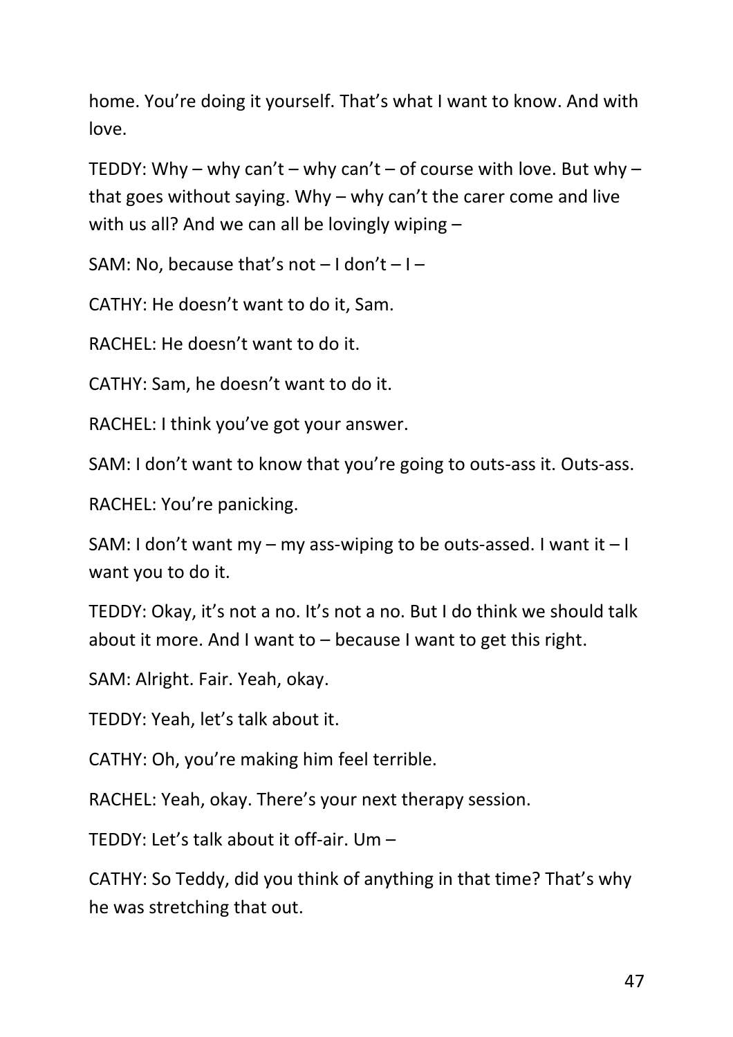home. You're doing it yourself. That's what I want to know. And with love.

TEDDY: Why – why can't – why can't – of course with love. But why – that goes without saying. Why – why can't the carer come and live with us all? And we can all be lovingly wiping –

SAM: No, because that's not – I don't – I –

CATHY: He doesn't want to do it, Sam.

RACHEL: He doesn't want to do it.

CATHY: Sam, he doesn't want to do it.

RACHEL: I think you've got your answer.

SAM: I don't want to know that you're going to outs-ass it. Outs-ass.

RACHEL: You're panicking.

SAM: I don't want my – my ass-wiping to be outs-assed. I want it – I want you to do it.

TEDDY: Okay, it's not a no. It's not a no. But I do think we should talk about it more. And I want to – because I want to get this right.

SAM: Alright. Fair. Yeah, okay.

TEDDY: Yeah, let's talk about it.

CATHY: Oh, you're making him feel terrible.

RACHEL: Yeah, okay. There's your next therapy session.

TEDDY: Let's talk about it off-air. Um –

CATHY: So Teddy, did you think of anything in that time? That's why he was stretching that out.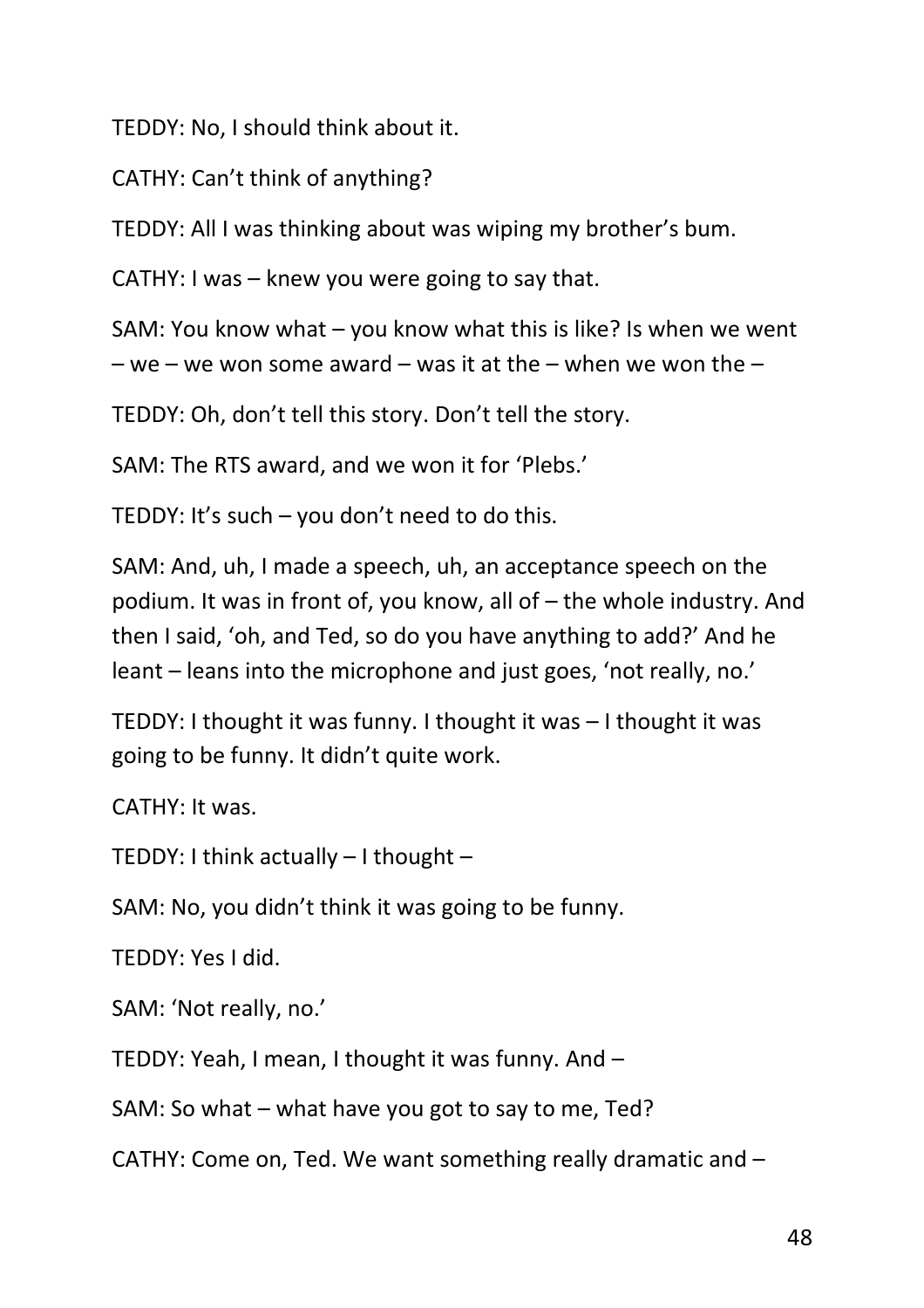TEDDY: No, I should think about it.

CATHY: Can't think of anything?

TEDDY: All I was thinking about was wiping my brother's bum.

CATHY: I was – knew you were going to say that.

SAM: You know what – you know what this is like? Is when we went – we – we won some award – was it at the – when we won the –

TEDDY: Oh, don't tell this story. Don't tell the story.

SAM: The RTS award, and we won it for 'Plebs.'

TEDDY: It's such – you don't need to do this.

SAM: And, uh, I made a speech, uh, an acceptance speech on the podium. It was in front of, you know, all of – the whole industry. And then I said, 'oh, and Ted, so do you have anything to add?' And he leant – leans into the microphone and just goes, 'not really, no.'

TEDDY: I thought it was funny. I thought it was – I thought it was going to be funny. It didn't quite work.

CATHY: It was.

TEDDY: I think actually – I thought –

SAM: No, you didn't think it was going to be funny.

TEDDY: Yes I did.

SAM: 'Not really, no.'

TEDDY: Yeah, I mean, I thought it was funny. And –

SAM: So what – what have you got to say to me, Ted?

CATHY: Come on, Ted. We want something really dramatic and –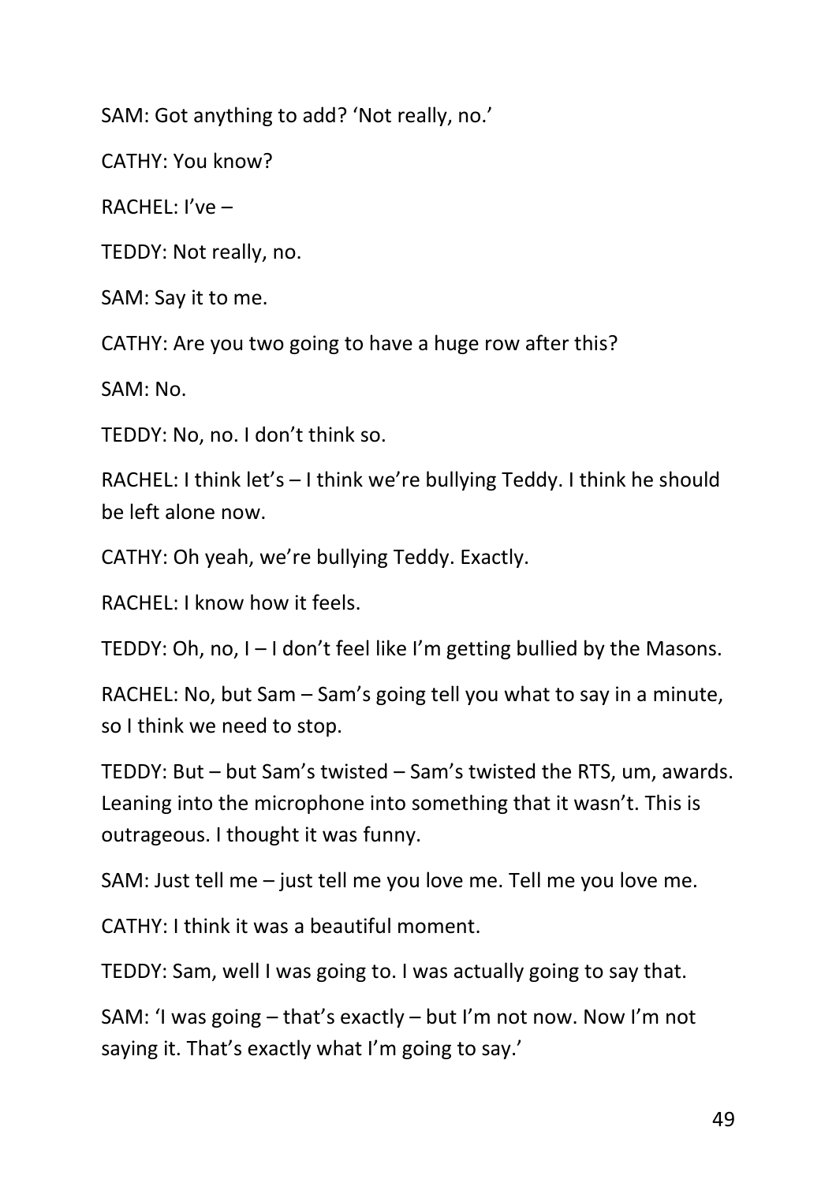SAM: Got anything to add? 'Not really, no.'

CATHY: You know?

RACHEL: I've –

TEDDY: Not really, no.

SAM: Say it to me.

CATHY: Are you two going to have a huge row after this?

SAM: No.

TEDDY: No, no. I don't think so.

RACHEL: I think let's – I think we're bullying Teddy. I think he should be left alone now.

CATHY: Oh yeah, we're bullying Teddy. Exactly.

RACHEL: I know how it feels.

TEDDY: Oh, no, I – I don't feel like I'm getting bullied by the Masons.

RACHEL: No, but Sam – Sam's going tell you what to say in a minute, so I think we need to stop.

TEDDY: But – but Sam's twisted – Sam's twisted the RTS, um, awards. Leaning into the microphone into something that it wasn't. This is outrageous. I thought it was funny.

SAM: Just tell me – just tell me you love me. Tell me you love me.

CATHY: I think it was a beautiful moment.

TEDDY: Sam, well I was going to. I was actually going to say that.

SAM: 'I was going – that's exactly – but I'm not now. Now I'm not saying it. That's exactly what I'm going to say.'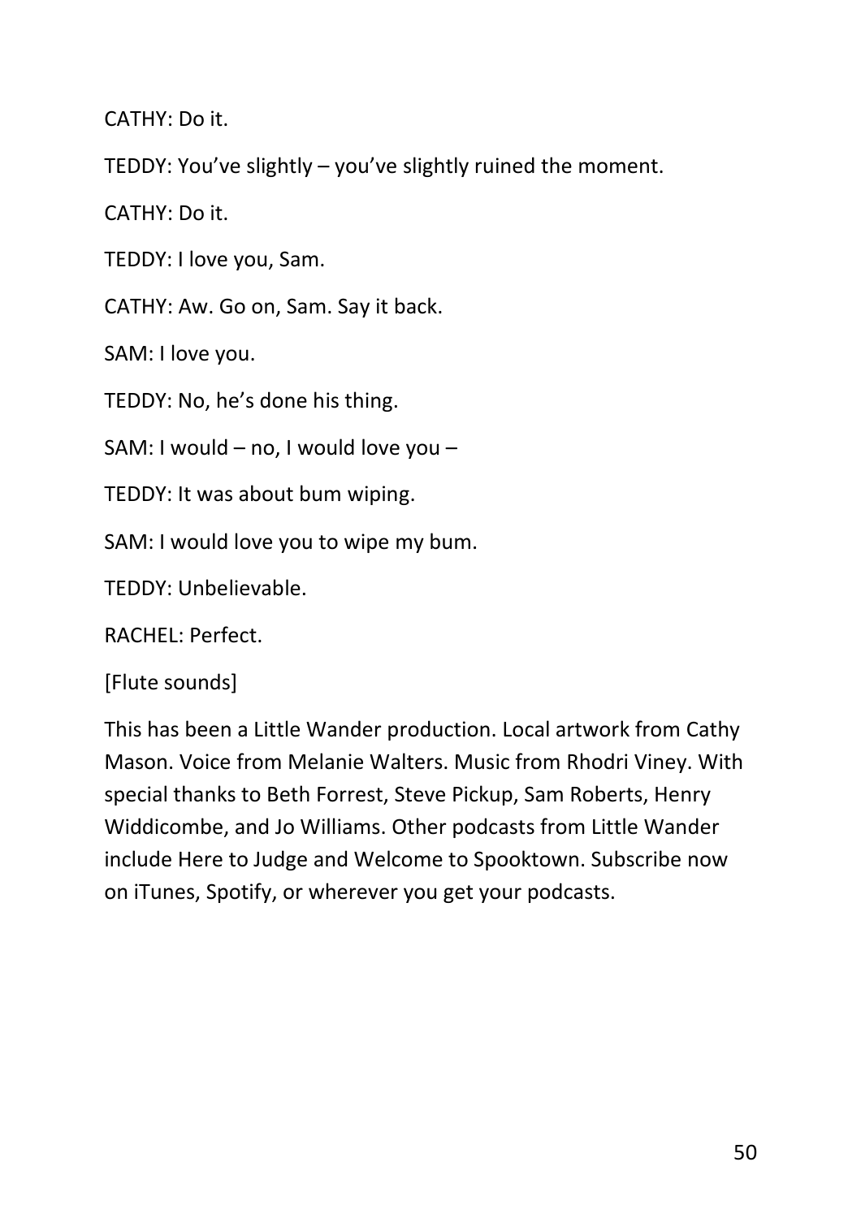CATHY: Do it.

TEDDY: You've slightly – you've slightly ruined the moment.

CATHY: Do it.

TEDDY: I love you, Sam.

CATHY: Aw. Go on, Sam. Say it back.

SAM: I love you.

TEDDY: No, he's done his thing.

SAM: I would – no, I would love you –

TEDDY: It was about bum wiping.

SAM: I would love you to wipe my bum.

TEDDY: Unbelievable.

RACHEL: Perfect.

[Flute sounds]

This has been a Little Wander production. Local artwork from Cathy Mason. Voice from Melanie Walters. Music from Rhodri Viney. With special thanks to Beth Forrest, Steve Pickup, Sam Roberts, Henry Widdicombe, and Jo Williams. Other podcasts from Little Wander include Here to Judge and Welcome to Spooktown. Subscribe now on iTunes, Spotify, or wherever you get your podcasts.